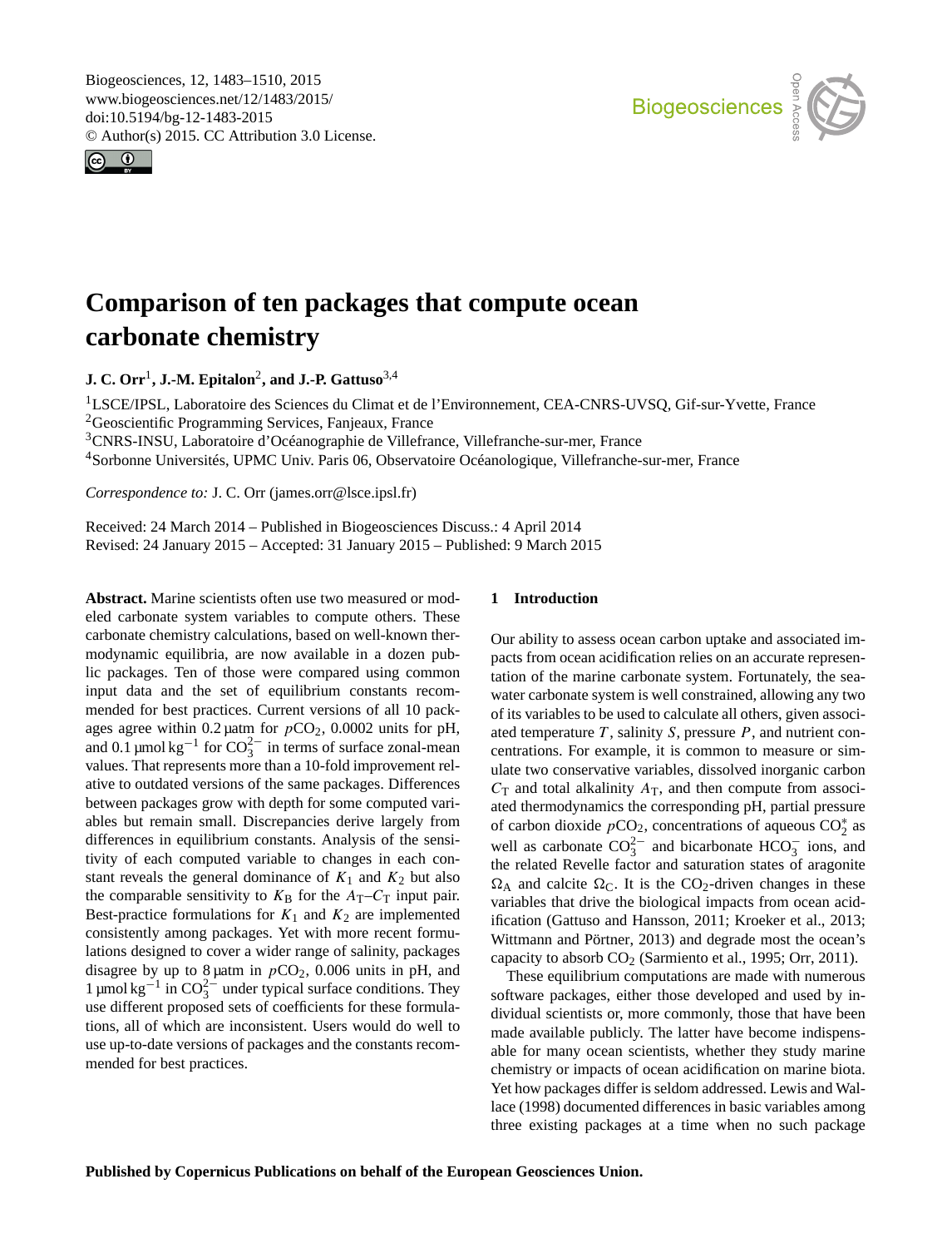# Comparison of ten packages that compute ocean carbonate chemistry

**J. C. Orr**[1], **J.-M. Epitalon**[2], **and J.-P. Gattuso**[3,4]

[1]LSCE/IPSL, Laboratoire des Sciences du Climat et de l'Environnement, CEA-CNRS-UVSQ, Gif-sur-Yvette, France
[2]Geoscientific Programming Services, Fanjeaux, France
[3]CNRS-INSU, Laboratoire d'Océanographie de Villefranche, Villefranche-sur-mer, France
[4]Sorbonne Universités, UPMC Univ. Paris 06, Observatoire Océanologique, Villefranche-sur-mer, France

*Correspondence to:* J. C. Orr (james.orr@lsce.ipsl.fr)

Received: 24 March 2014 – Published in Biogeosciences Discuss.: 4 April 2014
Revised: 24 January 2015 – Accepted: 31 January 2015 – Published: 9 March 2015

**Abstract.** Marine scientists often use two measured or modeled carbonate system variables to compute others. These carbonate chemistry calculations, based on well-known thermodynamic equilibria, are now available in a dozen public packages. Ten of those were compared using common input data and the set of equilibrium constants recommended for best practices. Current versions of all 10 packages agree within 0.2 µatm for $p\text{CO}_2$, 0.0002 units for pH, and 0.1 µmol kg$^{-1}$ for $\text{CO}_3^{2-}$ in terms of surface zonal-mean values. That represents more than a 10-fold improvement relative to outdated versions of the same packages. Differences between packages grow with depth for some computed variables but remain small. Discrepancies derive largely from differences in equilibrium constants. Analysis of the sensitivity of each computed variable to changes in each constant reveals the general dominance of $K_1$ and $K_2$ but also the comparable sensitivity to $K_\text{B}$ for the $A_\text{T}$–$C_\text{T}$ input pair. Best-practice formulations for $K_1$ and $K_2$ are implemented consistently among packages. Yet with more recent formulations designed to cover a wider range of salinity, packages disagree by up to 8 µatm in $p\text{CO}_2$, 0.006 units in pH, and 1 µmol kg$^{-1}$ in $\text{CO}_3^{2-}$ under typical surface conditions. They use different proposed sets of coefficients for these formulations, all of which are inconsistent. Users would do well to use up-to-date versions of packages and the constants recommended for best practices.

## 1 Introduction

Our ability to assess ocean carbon uptake and associated impacts from ocean acidification relies on an accurate representation of the marine carbonate system. Fortunately, the seawater carbonate system is well constrained, allowing any two of its variables to be used to calculate all others, given associated temperature $T$, salinity $S$, pressure $P$, and nutrient concentrations. For example, it is common to measure or simulate two conservative variables, dissolved inorganic carbon $C_\text{T}$ and total alkalinity $A_\text{T}$, and then compute from associated thermodynamics the corresponding pH, partial pressure of carbon dioxide $p\text{CO}_2$, concentrations of aqueous $\text{CO}_2^*$ as well as carbonate $\text{CO}_3^{2-}$ and bicarbonate $\text{HCO}_3^-$ ions, and the related Revelle factor and saturation states of aragonite $\Omega_\text{A}$ and calcite $\Omega_\text{C}$. It is the $\text{CO}_2$-driven changes in these variables that drive the biological impacts from ocean acidification (Gattuso and Hansson, 2011; Kroeker et al., 2013; Wittmann and Pörtner, 2013) and degrade most the ocean's capacity to absorb $\text{CO}_2$ (Sarmiento et al., 1995; Orr, 2011).

These equilibrium computations are made with numerous software packages, either those developed and used by individual scientists or, more commonly, those that have been made available publicly. The latter have become indispensable for many ocean scientists, whether they study marine chemistry or impacts of ocean acidification on marine biota. Yet how packages differ is seldom addressed. Lewis and Wallace (1998) documented differences in basic variables among three existing packages at a time when no such package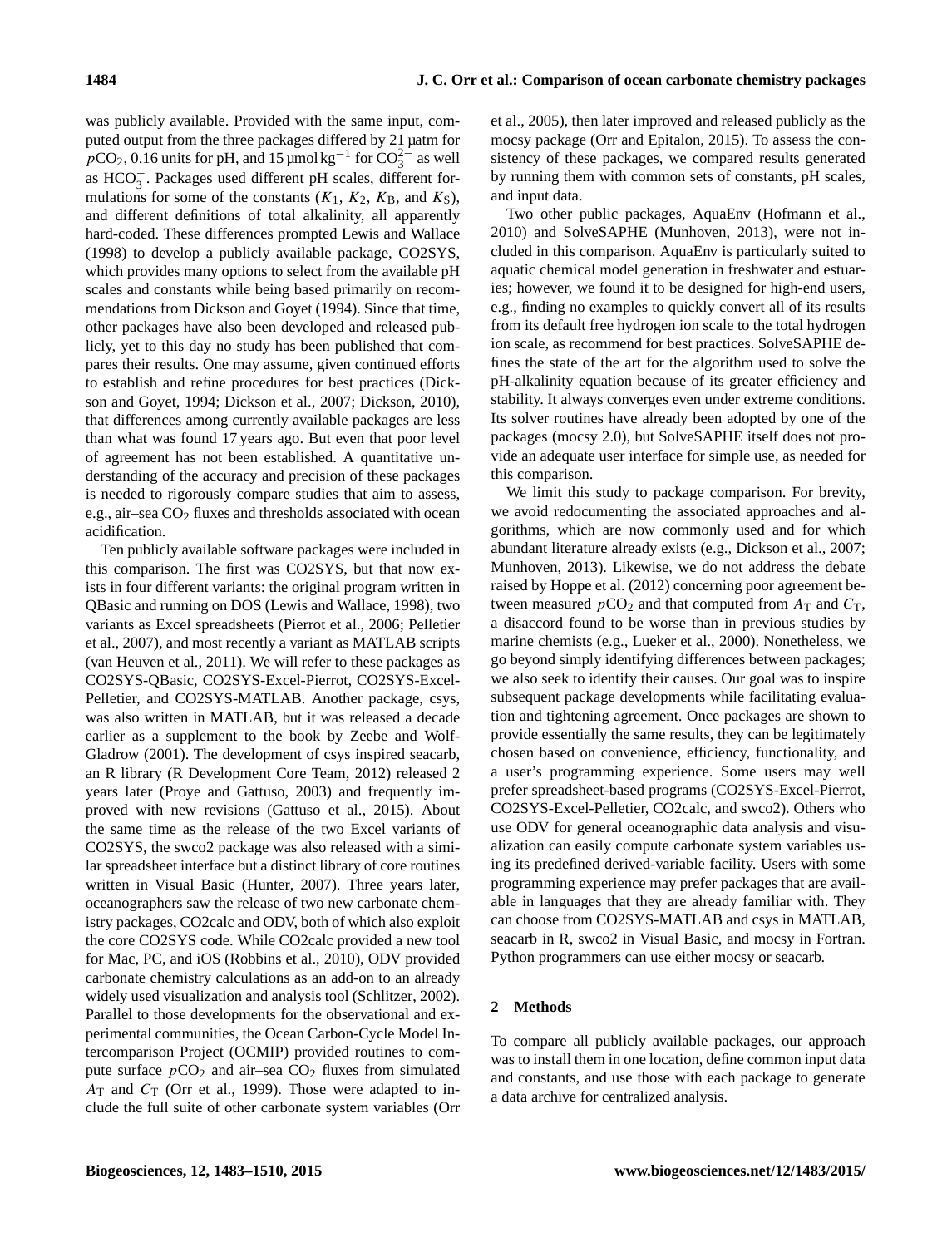was publicly available. Provided with the same input, computed output from the three packages differed by 21 µatm for $pCO_2$, 0.16 units for pH, and 15 $\mu mol\,kg^{-1}$ for $CO_3^{2-}$ as well as $HCO_3^-$. Packages used different pH scales, different formulations for some of the constants ($K_1$, $K_2$, $K_B$, and $K_S$), and different definitions of total alkalinity, all apparently hard-coded. These differences prompted Lewis and Wallace (1998) to develop a publicly available package, CO2SYS, which provides many options to select from the available pH scales and constants while being based primarily on recommendations from Dickson and Goyet (1994). Since that time, other packages have also been developed and released publicly, yet to this day no study has been published that compares their results. One may assume, given continued efforts to establish and refine procedures for best practices (Dickson and Goyet, 1994; Dickson et al., 2007; Dickson, 2010), that differences among currently available packages are less than what was found 17 years ago. But even that poor level of agreement has not been established. A quantitative understanding of the accuracy and precision of these packages is needed to rigorously compare studies that aim to assess, e.g., air–sea $CO_2$ fluxes and thresholds associated with ocean acidification.

Ten publicly available software packages were included in this comparison. The first was CO2SYS, but that now exists in four different variants: the original program written in QBasic and running on DOS (Lewis and Wallace, 1998), two variants as Excel spreadsheets (Pierrot et al., 2006; Pelletier et al., 2007), and most recently a variant as MATLAB scripts (van Heuven et al., 2011). We will refer to these packages as CO2SYS-QBasic, CO2SYS-Excel-Pierrot, CO2SYS-Excel-Pelletier, and CO2SYS-MATLAB. Another package, csys, was also written in MATLAB, but it was released a decade earlier as a supplement to the book by Zeebe and Wolf-Gladrow (2001). The development of csys inspired seacarb, an R library (R Development Core Team, 2012) released 2 years later (Proye and Gattuso, 2003) and frequently improved with new revisions (Gattuso et al., 2015). About the same time as the release of the two Excel variants of CO2SYS, the swco2 package was also released with a similar spreadsheet interface but a distinct library of core routines written in Visual Basic (Hunter, 2007). Three years later, oceanographers saw the release of two new carbonate chemistry packages, CO2calc and ODV, both of which also exploit the core CO2SYS code. While CO2calc provided a new tool for Mac, PC, and iOS (Robbins et al., 2010), ODV provided carbonate chemistry calculations as an add-on to an already widely used visualization and analysis tool (Schlitzer, 2002). Parallel to those developments for the observational and experimental communities, the Ocean Carbon-Cycle Model Intercomparison Project (OCMIP) provided routines to compute surface $pCO_2$ and air–sea $CO_2$ fluxes from simulated $A_T$ and $C_T$ (Orr et al., 1999). Those were adapted to include the full suite of other carbonate system variables (Orr et al., 2005), then later improved and released publicly as the mocsy package (Orr and Epitalon, 2015). To assess the consistency of these packages, we compared results generated by running them with common sets of constants, pH scales, and input data.

Two other public packages, AquaEnv (Hofmann et al., 2010) and SolveSAPHE (Munhoven, 2013), were not included in this comparison. AquaEnv is particularly suited to aquatic chemical model generation in freshwater and estuaries; however, we found it to be designed for high-end users, e.g., finding no examples to quickly convert all of its results from its default free hydrogen ion scale to the total hydrogen ion scale, as recommend for best practices. SolveSAPHE defines the state of the art for the algorithm used to solve the pH-alkalinity equation because of its greater efficiency and stability. It always converges even under extreme conditions. Its solver routines have already been adopted by one of the packages (mocsy 2.0), but SolveSAPHE itself does not provide an adequate user interface for simple use, as needed for this comparison.

We limit this study to package comparison. For brevity, we avoid redocumenting the associated approaches and algorithms, which are now commonly used and for which abundant literature already exists (e.g., Dickson et al., 2007; Munhoven, 2013). Likewise, we do not address the debate raised by Hoppe et al. (2012) concerning poor agreement between measured $pCO_2$ and that computed from $A_T$ and $C_T$, a disaccord found to be worse than in previous studies by marine chemists (e.g., Lueker et al., 2000). Nonetheless, we go beyond simply identifying differences between packages; we also seek to identify their causes. Our goal was to inspire subsequent package developments while facilitating evaluation and tightening agreement. Once packages are shown to provide essentially the same results, they can be legitimately chosen based on convenience, efficiency, functionality, and a user's programming experience. Some users may well prefer spreadsheet-based programs (CO2SYS-Excel-Pierrot, CO2SYS-Excel-Pelletier, CO2calc, and swco2). Others who use ODV for general oceanographic data analysis and visualization can easily compute carbonate system variables using its predefined derived-variable facility. Users with some programming experience may prefer packages that are available in languages that they are already familiar with. They can choose from CO2SYS-MATLAB and csys in MATLAB, seacarb in R, swco2 in Visual Basic, and mocsy in Fortran. Python programmers can use either mocsy or seacarb.

## 2 Methods

To compare all publicly available packages, our approach was to install them in one location, define common input data and constants, and use those with each package to generate a data archive for centralized analysis.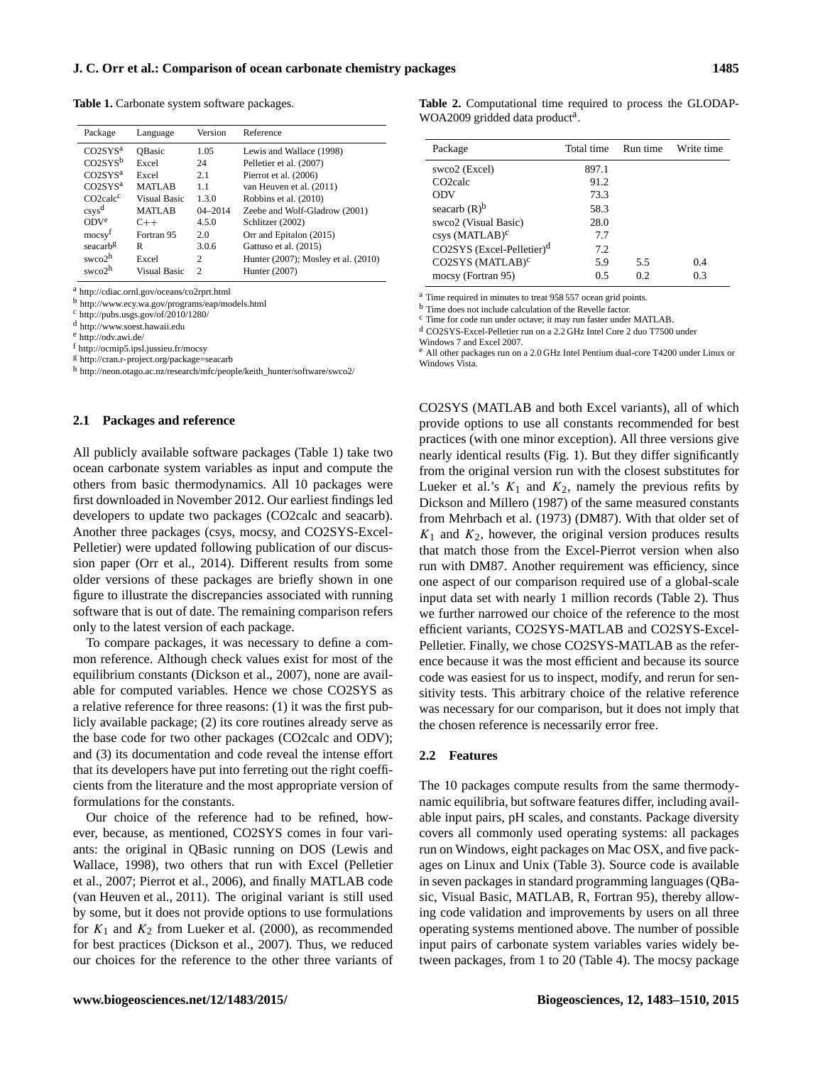**Table 1.** Carbonate system software packages.

| Package | Language | Version | Reference |
|---|---|---|---|
| CO2SYS[a] | QBasic | 1.05 | Lewis and Wallace (1998) |
| CO2SYS[b] | Excel | 24 | Pelletier et al. (2007) |
| CO2SYS[a] | Excel | 2.1 | Pierrot et al. (2006) |
| CO2SYS[a] | MATLAB | 1.1 | van Heuven et al. (2011) |
| CO2calc[c] | Visual Basic | 1.3.0 | Robbins et al. (2010) |
| csys[d] | MATLAB | 04–2014 | Zeebe and Wolf-Gladrow (2001) |
| ODV[e] | C++ | 4.5.0 | Schlitzer (2002) |
| mocsy[f] | Fortran 95 | 2.0 | Orr and Epitalon (2015) |
| seacarb[g] | R | 3.0.6 | Gattuso et al. (2015) |
| swco2[h] | Excel | 2 | Hunter (2007); Mosley et al. (2010) |
| swco2[h] | Visual Basic | 2 | Hunter (2007) |

[a] http://cdiac.ornl.gov/oceans/co2rprt.html
[b] http://www.ecy.wa.gov/programs/eap/models.html
[c] http://pubs.usgs.gov/of/2010/1280/
[d] http://www.soest.hawaii.edu
[e] http://odv.awi.de/
[f] http://ocmip5.ipsl.jussieu.fr/mocsy
[g] http://cran.r-project.org/package=seacarb
[h] http://neon.otago.ac.nz/research/mfc/people/keith_hunter/software/swco2/

### 2.1 Packages and reference

All publicly available software packages (Table 1) take two ocean carbonate system variables as input and compute the others from basic thermodynamics. All 10 packages were first downloaded in November 2012. Our earliest findings led developers to update two packages (CO2calc and seacarb). Another three packages (csys, mocsy, and CO2SYS-Excel-Pelletier) were updated following publication of our discussion paper (Orr et al., 2014). Different results from some older versions of these packages are briefly shown in one figure to illustrate the discrepancies associated with running software that is out of date. The remaining comparison refers only to the latest version of each package.

To compare packages, it was necessary to define a common reference. Although check values exist for most of the equilibrium constants (Dickson et al., 2007), none are available for computed variables. Hence we chose CO2SYS as a relative reference for three reasons: (1) it was the first publicly available package; (2) its core routines already serve as the base code for two other packages (CO2calc and ODV); and (3) its documentation and code reveal the intense effort that its developers have put into ferreting out the right coefficients from the literature and the most appropriate version of formulations for the constants.

Our choice of the reference had to be refined, however, because, as mentioned, CO2SYS comes in four variants: the original in QBasic running on DOS (Lewis and Wallace, 1998), two others that run with Excel (Pelletier et al., 2007; Pierrot et al., 2006), and finally MATLAB code (van Heuven et al., 2011). The original variant is still used by some, but it does not provide options to use formulations for $K_1$ and $K_2$ from Lueker et al. (2000), as recommended for best practices (Dickson et al., 2007). Thus, we reduced our choices for the reference to the other three variants of CO2SYS (MATLAB and both Excel variants), all of which provide options to use all constants recommended for best practices (with one minor exception). All three versions give nearly identical results (Fig. 1). But they differ significantly from the original version run with the closest substitutes for Lueker et al.'s $K_1$ and $K_2$, namely the previous refits by Dickson and Millero (1987) of the same measured constants from Mehrbach et al. (1973) (DM87). With that older set of $K_1$ and $K_2$, however, the original version produces results that match those from the Excel-Pierrot version when also run with DM87. Another requirement was efficiency, since one aspect of our comparison required use of a global-scale input data set with nearly 1 million records (Table 2). Thus we further narrowed our choice of the reference to the most efficient variants, CO2SYS-MATLAB and CO2SYS-Excel-Pelletier. Finally, we chose CO2SYS-MATLAB as the reference because it was the most efficient and because its source code was easiest for us to inspect, modify, and rerun for sensitivity tests. This arbitrary choice of the relative reference was necessary for our comparison, but it does not imply that the chosen reference is necessarily error free.

**Table 2.** Computational time required to process the GLODAP-WOA2009 gridded data product[a].

| Package | Total time | Run time | Write time |
|---|---|---|---|
| swco2 (Excel) | 897.1 | | |
| CO2calc | 91.2 | | |
| ODV | 73.3 | | |
| seacarb (R)[b] | 58.3 | | |
| swco2 (Visual Basic) | 28.0 | | |
| csys (MATLAB)[c] | 7.7 | | |
| CO2SYS (Excel-Pelletier)[d] | 7.2 | | |
| CO2SYS (MATLAB)[c] | 5.9 | 5.5 | 0.4 |
| mocsy (Fortran 95) | 0.5 | 0.2 | 0.3 |

[a] Time required in minutes to treat 958 557 ocean grid points.
[b] Time does not include calculation of the Revelle factor.
[c] Time for code run under octave; it may run faster under MATLAB.
[d] CO2SYS-Excel-Pelletier run on a 2.2 GHz Intel Core 2 duo T7500 under Windows 7 and Excel 2007.
[e] All other packages run on a 2.0 GHz Intel Pentium dual-core T4200 under Linux or Windows Vista.

### 2.2 Features

The 10 packages compute results from the same thermodynamic equilibria, but software features differ, including available input pairs, pH scales, and constants. Package diversity covers all commonly used operating systems: all packages run on Windows, eight packages on Mac OSX, and five packages on Linux and Unix (Table 3). Source code is available in seven packages in standard programming languages (QBasic, Visual Basic, MATLAB, R, Fortran 95), thereby allowing code validation and improvements by users on all three operating systems mentioned above. The number of possible input pairs of carbonate system variables varies widely between packages, from 1 to 20 (Table 4). The mocsy package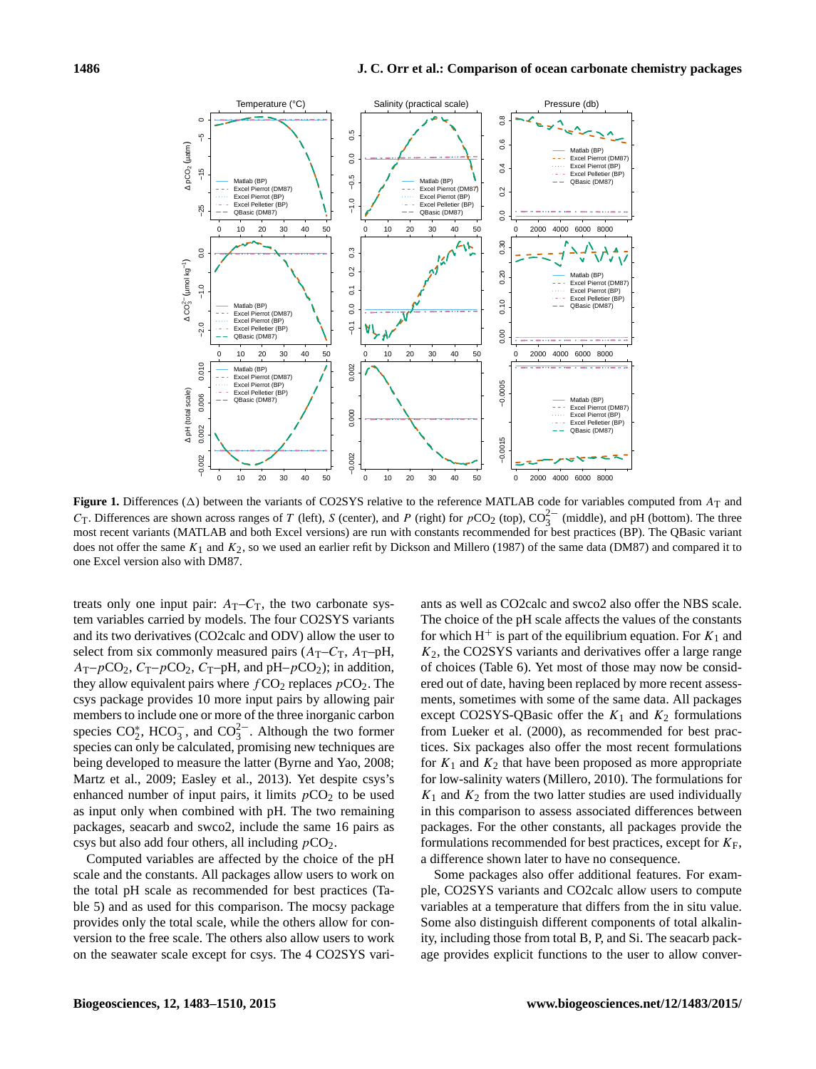**Figure 1.** Differences (Δ) between the variants of CO2SYS relative to the reference MATLAB code for variables computed from $A_T$ and $C_T$. Differences are shown across ranges of $T$ (left), $S$ (center), and $P$ (right) for $p\mathrm{CO_2}$ (top), $\mathrm{CO_3^{2-}}$ (middle), and pH (bottom). The three most recent variants (MATLAB and both Excel versions) are run with constants recommended for best practices (BP). The QBasic variant does not offer the same $K_1$ and $K_2$, so we used an earlier refit by Dickson and Millero (1987) of the same data (DM87) and compared it to one Excel version also with DM87.

treats only one input pair: $A_T$–$C_T$, the two carbonate system variables carried by models. The four CO2SYS variants and its two derivatives (CO2calc and ODV) allow the user to select from six commonly measured pairs ($A_T$–$C_T$, $A_T$–pH, $A_T$–$p\mathrm{CO_2}$, $C_T$–$p\mathrm{CO_2}$, $C_T$–pH, and pH–$p\mathrm{CO_2}$); in addition, they allow equivalent pairs where $f\mathrm{CO_2}$ replaces $p\mathrm{CO_2}$. The csys package provides 10 more input pairs by allowing pair members to include one or more of the three inorganic carbon species $\mathrm{CO_2^*}$, $\mathrm{HCO_3^-}$, and $\mathrm{CO_3^{2-}}$. Although the two former species can only be calculated, promising new techniques are being developed to measure the latter (Byrne and Yao, 2008; Martz et al., 2009; Easley et al., 2013). Yet despite csys's enhanced number of input pairs, it limits $p\mathrm{CO_2}$ to be used as input only when combined with pH. The two remaining packages, seacarb and swco2, include the same 16 pairs as csys but also add four others, all including $p\mathrm{CO_2}$.

Computed variables are affected by the choice of the pH scale and the constants. All packages allow users to work on the total pH scale as recommended for best practices (Table 5) and as used for this comparison. The mocsy package provides only the total scale, while the others allow for conversion to the free scale. The others also allow users to work on the seawater scale except for csys. The 4 CO2SYS variants as well as CO2calc and swco2 also offer the NBS scale. The choice of the pH scale affects the values of the constants for which $\mathrm{H^+}$ is part of the equilibrium equation. For $K_1$ and $K_2$, the CO2SYS variants and derivatives offer a large range of choices (Table 6). Yet most of those may now be considered out of date, having been replaced by more recent assessments, sometimes with some of the same data. All packages except CO2SYS-QBasic offer the $K_1$ and $K_2$ formulations from Lueker et al. (2000), as recommended for best practices. Six packages also offer the most recent formulations for $K_1$ and $K_2$ that have been proposed as more appropriate for low-salinity waters (Millero, 2010). The formulations for $K_1$ and $K_2$ from the two latter studies are used individually in this comparison to assess associated differences between packages. For the other constants, all packages provide the formulations recommended for best practices, except for $K_F$, a difference shown later to have no consequence.

Some packages also offer additional features. For example, CO2SYS variants and CO2calc allow users to compute variables at a temperature that differs from the in situ value. Some also distinguish different components of total alkalinity, including those from total B, P, and Si. The seacarb package provides explicit functions to the user to allow conver-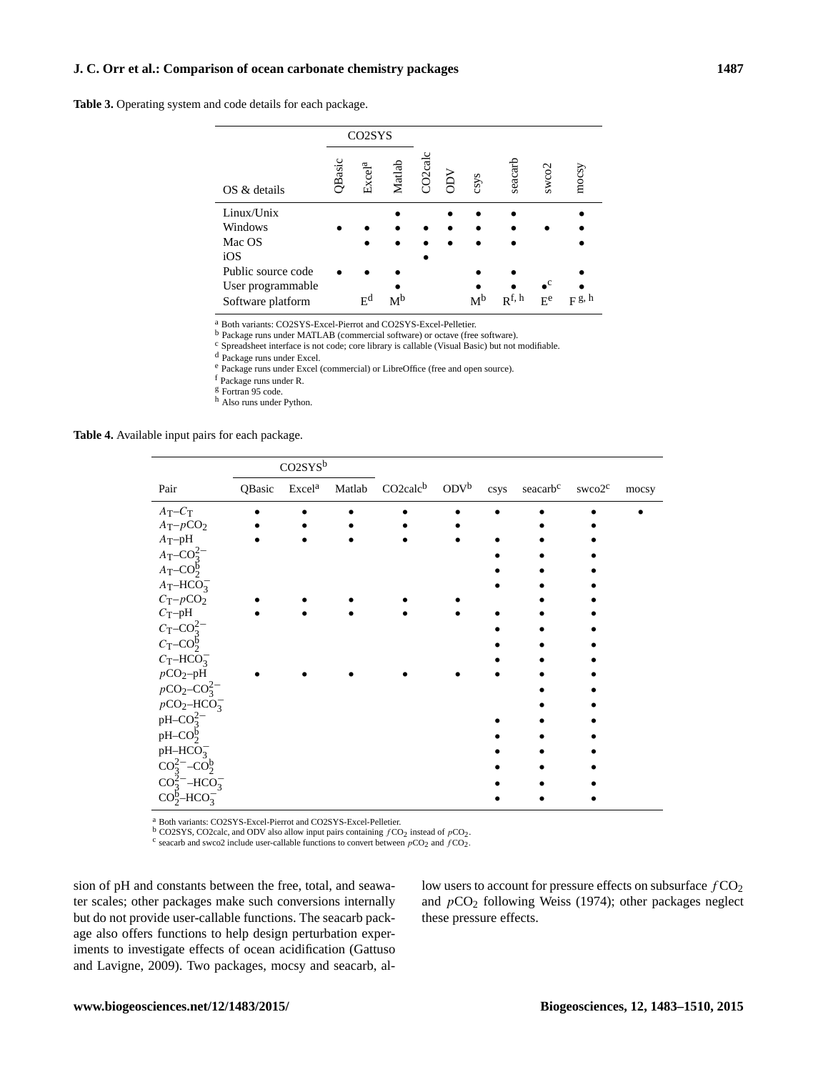**Table 3.** Operating system and code details for each package.

| OS & details | CO2SYS QBasic | CO2SYS Excel[a] | CO2SYS Matlab | CO2calc | ODV | csys | seacarb | swco2 | mocsy |
|---|---|---|---|---|---|---|---|---|---|
| Linux/Unix | | | • | | • | • | • | | • |
| Windows | • | • | • | • | • | • | • | • | • |
| Mac OS | | • | • | • | • | • | • | | • |
| iOS | | | | • | | | | | |
| Public source code | • | • | • | | | • | • | •[c] | • |
| User programmable | | | • | | | • | • | | • |
| Software platform | | E[d] | M[b] | | | M[b] | R[f, h] | E[e] | F[g, h] |

[a] Both variants: CO2SYS-Excel-Pierrot and CO2SYS-Excel-Pelletier.
[b] Package runs under MATLAB (commercial software) or octave (free software).
[c] Spreadsheet interface is not code; core library is callable (Visual Basic) but not modifiable.
[d] Package runs under Excel.
[e] Package runs under Excel (commercial) or LibreOffice (free and open source).
[f] Package runs under R.
[g] Fortran 95 code.
[h] Also runs under Python.

**Table 4.** Available input pairs for each package.

| Pair | CO2SYS[b] QBasic | CO2SYS[b] Excel[a] | CO2SYS[b] Matlab | CO2calc[b] | ODV[b] | csys | seacarb[c] | swco2[c] | mocsy |
|---|---|---|---|---|---|---|---|---|---|
| $A_T$–$C_T$ | • | • | • | • | • | • | • | • | • |
| $A_T$–$p$CO$_2$ | • | • | • | • | • | | • | • | |
| $A_T$–pH | • | • | • | • | • | • | • | • | |
| $A_T$–CO$_3^{2-}$ | | | | | | • | • | • | |
| $A_T$–CO$_2^b$ | | | | | | • | • | • | |
| $A_T$–HCO$_3^-$ | | | | | | • | • | • | |
| $C_T$–$p$CO$_2$ | • | • | • | • | • | | • | • | |
| $C_T$–pH | • | • | • | • | • | • | • | • | |
| $C_T$–CO$_3^{2-}$ | | | | | | • | • | • | |
| $C_T$–CO$_2^b$ | | | | | | • | • | • | |
| $C_T$–HCO$_3^-$ | | | | | | • | • | • | |
| $p$CO$_2$–pH | • | • | • | • | • | • | • | • | |
| $p$CO$_2$–CO$_3^{2-}$ | | | | | | | • | • | |
| $p$CO$_2$–HCO$_3^-$ | | | | | | | • | • | |
| pH–CO$_3^{2-}$ | | | | | | • | • | • | |
| pH–CO$_2^b$ | | | | | | • | • | • | |
| pH–HCO$_3^-$ | | | | | | • | • | • | |
| CO$_3^{2-}$–CO$_2^b$ | | | | | | • | • | • | |
| CO$_3^{2-}$–HCO$_3^-$ | | | | | | • | • | • | |
| CO$_2^b$–HCO$_3^-$ | | | | | | • | • | • | |

[a] Both variants: CO2SYS-Excel-Pierrot and CO2SYS-Excel-Pelletier.
[b] CO2SYS, CO2calc, and ODV also allow input pairs containing $f$CO$_2$ instead of $p$CO$_2$.
[c] seacarb and swco2 include user-callable functions to convert between $p$CO$_2$ and $f$CO$_2$.

sion of pH and constants between the free, total, and seawater scales; other packages make such conversions internally but do not provide user-callable functions. The seacarb package also offers functions to help design perturbation experiments to investigate effects of ocean acidification (Gattuso and Lavigne, 2009). Two packages, mocsy and seacarb, allow users to account for pressure effects on subsurface $f$CO$_2$ and $p$CO$_2$ following Weiss (1974); other packages neglect these pressure effects.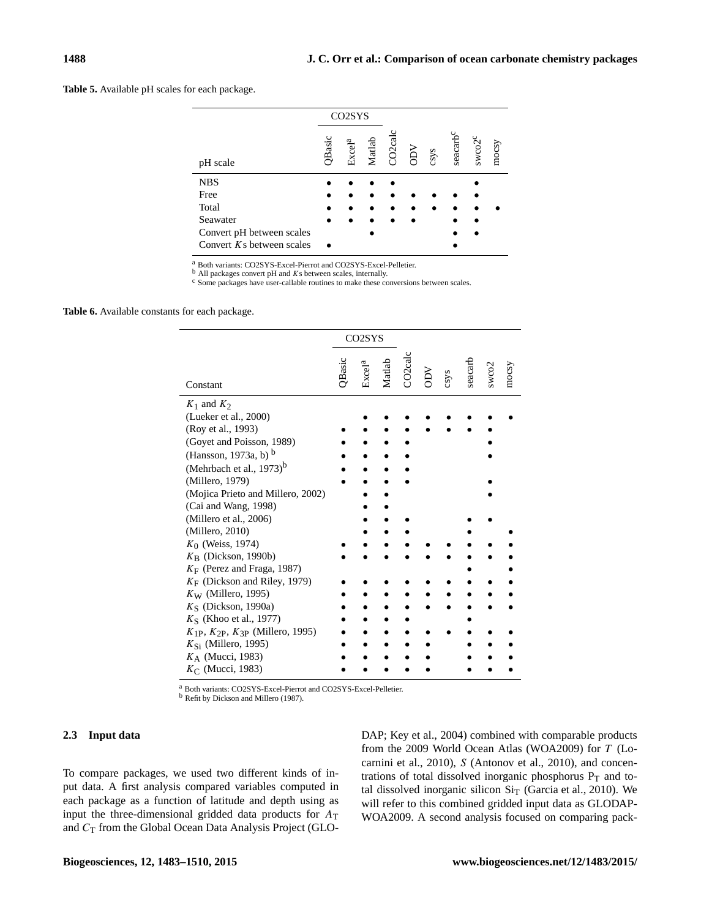**Table 5.** Available pH scales for each package.

| pH scale | CO2SYS QBasic | CO2SYS Excel[a] | CO2SYS Matlab | CO2calc | ODV | csys | seacarb[c] | swco2[c] | mocsy |
|---|---|---|---|---|---|---|---|---|---|
| NBS | • | • | • | • | | | | • | |
| Free | • | • | • | • | • | • | • | • | |
| Total | • | • | • | • | • | • | • | • | • |
| Seawater | • | • | • | • | • | | • | • | |
| Convert pH between scales | | | • | | | | • | • | |
| Convert $K$s between scales | • | | | | | | • | | |

[a] Both variants: CO2SYS-Excel-Pierrot and CO2SYS-Excel-Pelletier.
[b] All packages convert pH and $K$s between scales, internally.
[c] Some packages have user-callable routines to make these conversions between scales.

**Table 6.** Available constants for each package.

| Constant | CO2SYS QBasic | CO2SYS Excel[a] | CO2SYS Matlab | CO2calc | ODV | csys | seacarb | swco2 | mocsy |
|---|---|---|---|---|---|---|---|---|---|
| $K_1$ and $K_2$ | | | | | | | | | |
| (Lueker et al., 2000) | | • | • | • | • | • | • | • | • |
| (Roy et al., 1993) | • | • | • | • | • | • | • | • | |
| (Goyet and Poisson, 1989) | • | • | • | • | | | | • | |
| (Hansson, 1973a, b)[b] | • | • | • | • | | | | • | |
| (Mehrbach et al., 1973)[b] | • | • | • | • | | | | | |
| (Millero, 1979) | • | • | • | • | | | | • | |
| (Mojica Prieto and Millero, 2002) | | • | • | | | | | • | |
| (Cai and Wang, 1998) | | • | • | | | | | | |
| (Millero et al., 2006) | | • | • | • | | | • | • | |
| (Millero, 2010) | | • | • | • | | | • | | • |
| $K_0$ (Weiss, 1974) | • | • | • | • | • | • | • | • | • |
| $K_B$ (Dickson, 1990b) | • | • | • | • | • | • | • | • | • |
| $K_F$ (Perez and Fraga, 1987) | | | | | | | • | | • |
| $K_F$ (Dickson and Riley, 1979) | • | • | • | • | • | • | • | • | • |
| $K_W$ (Millero, 1995) | • | • | • | • | • | • | • | • | • |
| $K_S$ (Dickson, 1990a) | • | • | • | • | • | • | • | • | • |
| $K_S$ (Khoo et al., 1977) | • | • | • | • | | | • | | |
| $K_{1P}$, $K_{2P}$, $K_{3P}$ (Millero, 1995) | • | • | • | • | • | • | • | • | • |
| $K_{Si}$ (Millero, 1995) | • | • | • | • | • | | • | • | • |
| $K_A$ (Mucci, 1983) | • | • | • | • | • | | • | • | • |
| $K_C$ (Mucci, 1983) | • | • | • | • | • | | • | • | • |

[a] Both variants: CO2SYS-Excel-Pierrot and CO2SYS-Excel-Pelletier.
[b] Refit by Dickson and Millero (1987).

### 2.3 Input data

To compare packages, we used two different kinds of input data. A first analysis compared variables computed in each package as a function of latitude and depth using as input the three-dimensional gridded data products for $A_T$ and $C_T$ from the Global Ocean Data Analysis Project (GLODAP; Key et al., 2004) combined with comparable products from the 2009 World Ocean Atlas (WOA2009) for $T$ (Locarnini et al., 2010), $S$ (Antonov et al., 2010), and concentrations of total dissolved inorganic phosphorus $P_T$ and total dissolved inorganic silicon $Si_T$ (Garcia et al., 2010). We will refer to this combined gridded input data as GLODAP-WOA2009. A second analysis focused on comparing pack-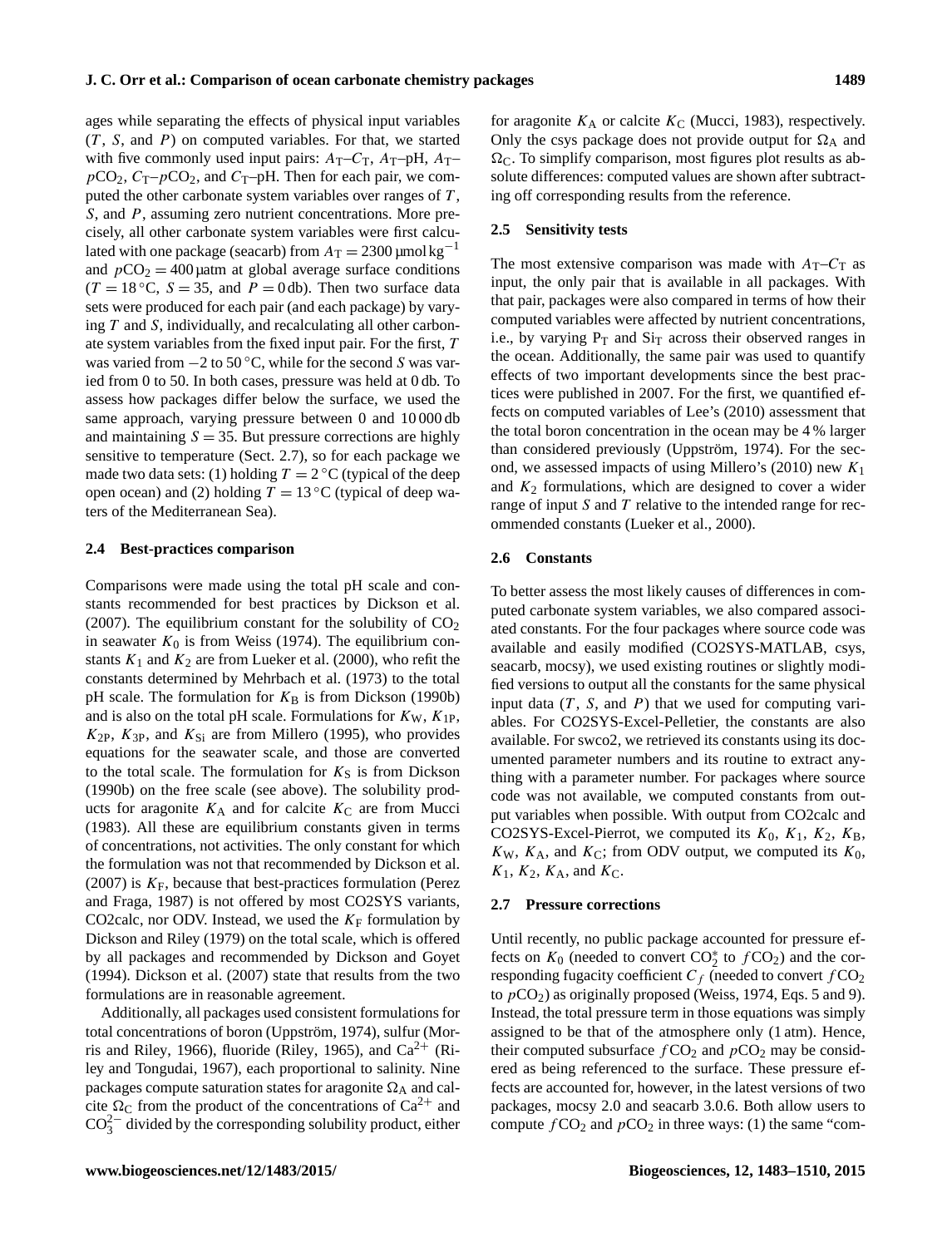ages while separating the effects of physical input variables ($T$, $S$, and $P$) on computed variables. For that, we started with five commonly used input pairs: $A_T$–$C_T$, $A_T$–pH, $A_T$–$p$CO$_2$, $C_T$–$p$CO$_2$, and $C_T$–pH. Then for each pair, we computed the other carbonate system variables over ranges of $T$, $S$, and $P$, assuming zero nutrient concentrations. More precisely, all other carbonate system variables were first calculated with one package (seacarb) from $A_T = 2300\,\mu\text{mol kg}^{-1}$ and $p\text{CO}_2 = 400\,\mu\text{atm}$ at global average surface conditions ($T = 18\,°\text{C}$, $S = 35$, and $P = 0\,\text{db}$). Then two surface data sets were produced for each pair (and each package) by varying $T$ and $S$, individually, and recalculating all other carbonate system variables from the fixed input pair. For the first, $T$ was varied from $-2$ to $50\,°\text{C}$, while for the second $S$ was varied from 0 to 50. In both cases, pressure was held at 0 db. To assess how packages differ below the surface, we used the same approach, varying pressure between 0 and 10 000 db and maintaining $S = 35$. But pressure corrections are highly sensitive to temperature (Sect. 2.7), so for each package we made two data sets: (1) holding $T = 2\,°\text{C}$ (typical of the deep open ocean) and (2) holding $T = 13\,°\text{C}$ (typical of deep waters of the Mediterranean Sea).

## 2.4 Best-practices comparison

Comparisons were made using the total pH scale and constants recommended for best practices by Dickson et al. (2007). The equilibrium constant for the solubility of CO$_2$ in seawater $K_0$ is from Weiss (1974). The equilibrium constants $K_1$ and $K_2$ are from Lueker et al. (2000), who refit the constants determined by Mehrbach et al. (1973) to the total pH scale. The formulation for $K_B$ is from Dickson (1990b) and is also on the total pH scale. Formulations for $K_W$, $K_{1P}$, $K_{2P}$, $K_{3P}$, and $K_{Si}$ are from Millero (1995), who provides equations for the seawater scale, and those are converted to the total scale. The formulation for $K_S$ is from Dickson (1990b) on the free scale (see above). The solubility products for aragonite $K_A$ and for calcite $K_C$ are from Mucci (1983). All these are equilibrium constants given in terms of concentrations, not activities. The only constant for which the formulation was not that recommended by Dickson et al. (2007) is $K_F$, because that best-practices formulation (Perez and Fraga, 1987) is not offered by most CO2SYS variants, CO2calc, nor ODV. Instead, we used the $K_F$ formulation by Dickson and Riley (1979) on the total scale, which is offered by all packages and recommended by Dickson and Goyet (1994). Dickson et al. (2007) state that results from the two formulations are in reasonable agreement.

Additionally, all packages used consistent formulations for total concentrations of boron (Uppström, 1974), sulfur (Morris and Riley, 1966), fluoride (Riley, 1965), and Ca$^{2+}$ (Riley and Tongudai, 1967), each proportional to salinity. Nine packages compute saturation states for aragonite $\Omega_A$ and calcite $\Omega_C$ from the product of the concentrations of Ca$^{2+}$ and CO$_3^{2-}$ divided by the corresponding solubility product, either for aragonite $K_A$ or calcite $K_C$ (Mucci, 1983), respectively. Only the csys package does not provide output for $\Omega_A$ and $\Omega_C$. To simplify comparison, most figures plot results as absolute differences: computed values are shown after subtracting off corresponding results from the reference.

## 2.5 Sensitivity tests

The most extensive comparison was made with $A_T$–$C_T$ as input, the only pair that is available in all packages. With that pair, packages were also compared in terms of how their computed variables were affected by nutrient concentrations, i.e., by varying P$_T$ and Si$_T$ across their observed ranges in the ocean. Additionally, the same pair was used to quantify effects of two important developments since the best practices were published in 2007. For the first, we quantified effects on computed variables of Lee's (2010) assessment that the total boron concentration in the ocean may be 4 % larger than considered previously (Uppström, 1974). For the second, we assessed impacts of using Millero's (2010) new $K_1$ and $K_2$ formulations, which are designed to cover a wider range of input $S$ and $T$ relative to the intended range for recommended constants (Lueker et al., 2000).

## 2.6 Constants

To better assess the most likely causes of differences in computed carbonate system variables, we also compared associated constants. For the four packages where source code was available and easily modified (CO2SYS-MATLAB, csys, seacarb, mocsy), we used existing routines or slightly modified versions to output all the constants for the same physical input data ($T$, $S$, and $P$) that we used for computing variables. For CO2SYS-Excel-Pelletier, the constants are also available. For swco2, we retrieved its constants using its documented parameter numbers and its routine to extract anything with a parameter number. For packages where source code was not available, we computed constants from output variables when possible. With output from CO2calc and CO2SYS-Excel-Pierrot, we computed its $K_0$, $K_1$, $K_2$, $K_B$, $K_W$, $K_A$, and $K_C$; from ODV output, we computed its $K_0$, $K_1$, $K_2$, $K_A$, and $K_C$.

## 2.7 Pressure corrections

Until recently, no public package accounted for pressure effects on $K_0$ (needed to convert CO$_2^*$ to $f$CO$_2$) and the corresponding fugacity coefficient $C_f$ (needed to convert $f$CO$_2$ to $p$CO$_2$) as originally proposed (Weiss, 1974, Eqs. 5 and 9). Instead, the total pressure term in those equations was simply assigned to be that of the atmosphere only (1 atm). Hence, their computed subsurface $f$CO$_2$ and $p$CO$_2$ may be considered as being referenced to the surface. These pressure effects are accounted for, however, in the latest versions of two packages, mocsy 2.0 and seacarb 3.0.6. Both allow users to compute $f$CO$_2$ and $p$CO$_2$ in three ways: (1) the same "com-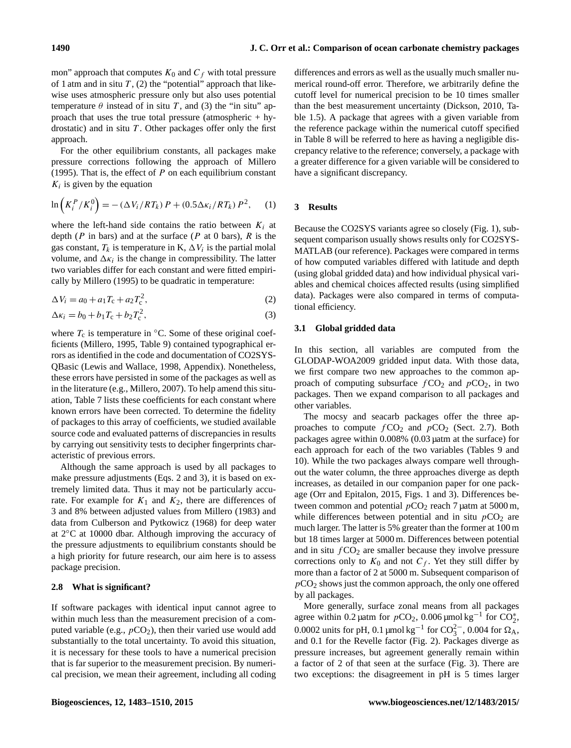mon" approach that computes $K_0$ and $C_f$ with total pressure of 1 atm and in situ $T$, (2) the "potential" approach that likewise uses atmospheric pressure only but also uses potential temperature $\theta$ instead of in situ $T$, and (3) the "in situ" approach that uses the true total pressure (atmospheric + hydrostatic) and in situ $T$. Other packages offer only the first approach.

For the other equilibrium constants, all packages make pressure corrections following the approach of Millero (1995). That is, the effect of $P$ on each equilibrium constant $K_i$ is given by the equation

$$\ln\left(K_i^P / K_i^0\right) = -\left(\Delta V_i / RT_k\right) P + \left(0.5 \Delta\kappa_i / RT_k\right) P^2, \quad (1)$$

where the left-hand side contains the ratio between $K_i$ at depth ($P$ in bars) and at the surface ($P$ at 0 bars), $R$ is the gas constant, $T_k$ is temperature in K, $\Delta V_i$ is the partial molal volume, and $\Delta\kappa_i$ is the change in compressibility. The latter two variables differ for each constant and were fitted empirically by Millero (1995) to be quadratic in temperature:

$$\Delta V_i = a_0 + a_1 T_c + a_2 T_c^2, \quad (2)$$

$$\Delta\kappa_i = b_0 + b_1 T_c + b_2 T_c^2, \quad (3)$$

where $T_c$ is temperature in °C. Some of these original coefficients (Millero, 1995, Table 9) contained typographical errors as identified in the code and documentation of CO2SYS-QBasic (Lewis and Wallace, 1998, Appendix). Nonetheless, these errors have persisted in some of the packages as well as in the literature (e.g., Millero, 2007). To help amend this situation, Table 7 lists these coefficients for each constant where known errors have been corrected. To determine the fidelity of packages to this array of coefficients, we studied available source code and evaluated patterns of discrepancies in results by carrying out sensitivity tests to decipher fingerprints characteristic of previous errors.

Although the same approach is used by all packages to make pressure adjustments (Eqs. 2 and 3), it is based on extremely limited data. Thus it may not be particularly accurate. For example for $K_1$ and $K_2$, there are differences of 3 and 8% between adjusted values from Millero (1983) and data from Culberson and Pytkowicz (1968) for deep water at 2°C at 10000 dbar. Although improving the accuracy of the pressure adjustments to equilibrium constants should be a high priority for future research, our aim here is to assess package precision.

### 2.8 What is significant?

If software packages with identical input cannot agree to within much less than the measurement precision of a computed variable (e.g., $p\mathrm{CO_2}$), then their varied use would add substantially to the total uncertainty. To avoid this situation, it is necessary for these tools to have a numerical precision that is far superior to the measurement precision. By numerical precision, we mean their agreement, including all coding differences and errors as well as the usually much smaller numerical round-off error. Therefore, we arbitrarily define the cutoff level for numerical precision to be 10 times smaller than the best measurement uncertainty (Dickson, 2010, Table 1.5). A package that agrees with a given variable from the reference package within the numerical cutoff specified in Table 8 will be referred to here as having a negligible discrepancy relative to the reference; conversely, a package with a greater difference for a given variable will be considered to have a significant discrepancy.

## 3 Results

Because the CO2SYS variants agree so closely (Fig. 1), subsequent comparison usually shows results only for CO2SYS-MATLAB (our reference). Packages were compared in terms of how computed variables differed with latitude and depth (using global gridded data) and how individual physical variables and chemical choices affected results (using simplified data). Packages were also compared in terms of computational efficiency.

### 3.1 Global gridded data

In this section, all variables are computed from the GLODAP-WOA2009 gridded input data. With those data, we first compare two new approaches to the common approach of computing subsurface $f\mathrm{CO_2}$ and $p\mathrm{CO_2}$, in two packages. Then we expand comparison to all packages and other variables.

The mocsy and seacarb packages offer the three approaches to compute $f\mathrm{CO_2}$ and $p\mathrm{CO_2}$ (Sect. 2.7). Both packages agree within 0.008% (0.03 µatm at the surface) for each approach for each of the two variables (Tables 9 and 10). While the two packages always compare well throughout the water column, the three approaches diverge as depth increases, as detailed in our companion paper for one package (Orr and Epitalon, 2015, Figs. 1 and 3). Differences between common and potential $p\mathrm{CO_2}$ reach 7 µatm at 5000 m, while differences between potential and in situ $p\mathrm{CO_2}$ are much larger. The latter is 5% greater than the former at 100 m but 18 times larger at 5000 m. Differences between potential and in situ $f\mathrm{CO_2}$ are smaller because they involve pressure corrections only to $K_0$ and not $C_f$. Yet they still differ by more than a factor of 2 at 5000 m. Subsequent comparison of $p\mathrm{CO_2}$ shows just the common approach, the only one offered by all packages.

More generally, surface zonal means from all packages agree within 0.2 µatm for $p\mathrm{CO_2}$, 0.006 µmol kg$^{-1}$ for $\mathrm{CO_2^*}$, 0.0002 units for pH, 0.1 µmol kg$^{-1}$ for $\mathrm{CO_3^{2-}}$, 0.004 for $\Omega_\mathrm{A}$, and 0.1 for the Revelle factor (Fig. 2). Packages diverge as pressure increases, but agreement generally remain within a factor of 2 of that seen at the surface (Fig. 3). There are two exceptions: the disagreement in pH is 5 times larger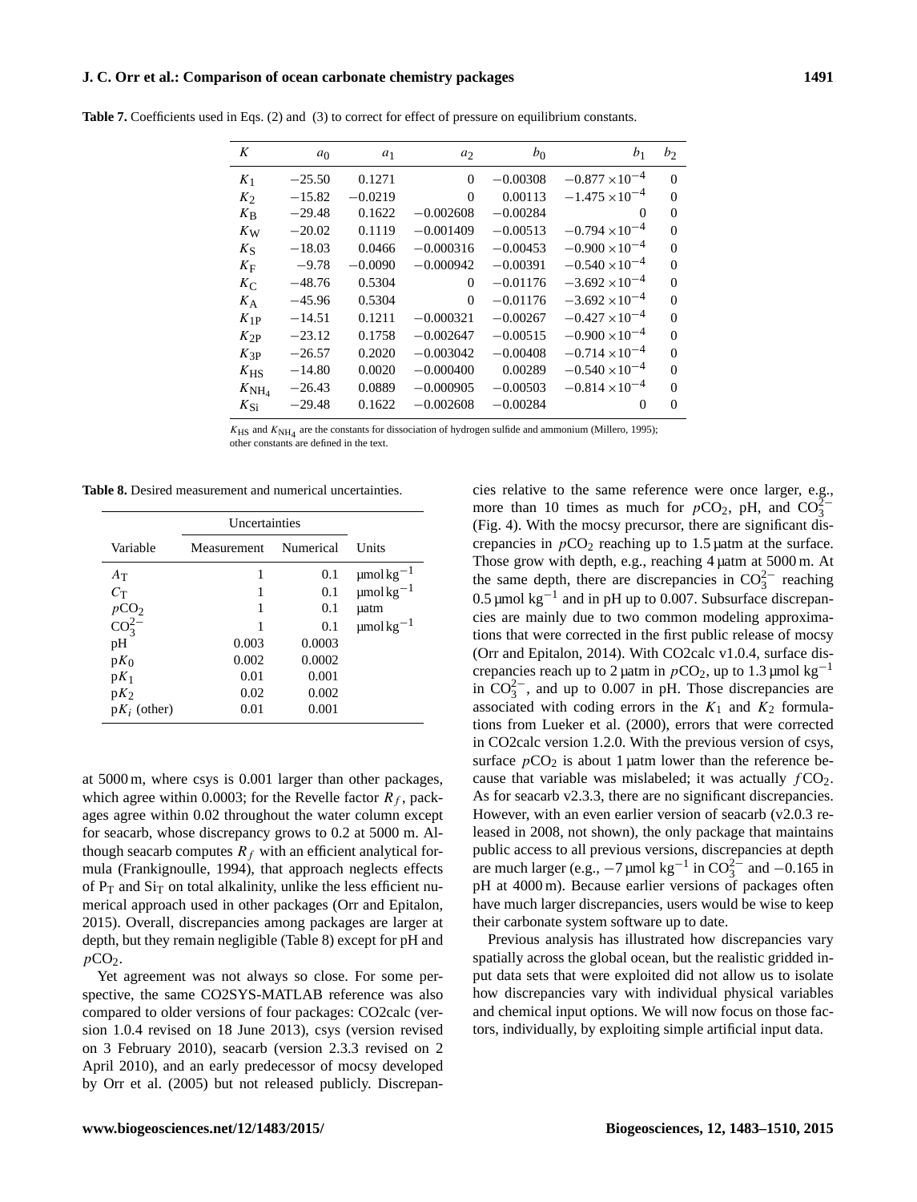**Table 7.** Coefficients used in Eqs. (2) and (3) to correct for effect of pressure on equilibrium constants.

| $K$ | $a_0$ | $a_1$ | $a_2$ | $b_0$ | $b_1$ | $b_2$ |
|---|---|---|---|---|---|---|
| $K_1$ | −25.50 | 0.1271 | 0 | −0.00308 | $-0.877\times10^{-4}$ | 0 |
| $K_2$ | −15.82 | −0.0219 | 0 | 0.00113 | $-1.475\times10^{-4}$ | 0 |
| $K_B$ | −29.48 | 0.1622 | −0.002608 | −0.00284 | 0 | 0 |
| $K_W$ | −20.02 | 0.1119 | −0.001409 | −0.00513 | $-0.794\times10^{-4}$ | 0 |
| $K_S$ | −18.03 | 0.0466 | −0.000316 | −0.00453 | $-0.900\times10^{-4}$ | 0 |
| $K_F$ | −9.78 | −0.0090 | −0.000942 | −0.00391 | $-0.540\times10^{-4}$ | 0 |
| $K_C$ | −48.76 | 0.5304 | 0 | −0.01176 | $-3.692\times10^{-4}$ | 0 |
| $K_A$ | −45.96 | 0.5304 | 0 | −0.01176 | $-3.692\times10^{-4}$ | 0 |
| $K_{1P}$ | −14.51 | 0.1211 | −0.000321 | −0.00267 | $-0.427\times10^{-4}$ | 0 |
| $K_{2P}$ | −23.12 | 0.1758 | −0.002647 | −0.00515 | $-0.900\times10^{-4}$ | 0 |
| $K_{3P}$ | −26.57 | 0.2020 | −0.003042 | −0.00408 | $-0.714\times10^{-4}$ | 0 |
| $K_{HS}$ | −14.80 | 0.0020 | −0.000400 | 0.00289 | $-0.540\times10^{-4}$ | 0 |
| $K_{NH_4}$ | −26.43 | 0.0889 | −0.000905 | −0.00503 | $-0.814\times10^{-4}$ | 0 |
| $K_{Si}$ | −29.48 | 0.1622 | −0.002608 | −0.00284 | 0 | 0 |

$K_{HS}$ and $K_{NH_4}$ are the constants for dissociation of hydrogen sulfide and ammonium (Millero, 1995); other constants are defined in the text.

**Table 8.** Desired measurement and numerical uncertainties.

| | Uncertainties | | |
|---|---|---|---|
| Variable | Measurement | Numerical | Units |
| $A_T$ | 1 | 0.1 | $\mu mol\,kg^{-1}$ |
| $C_T$ | 1 | 0.1 | $\mu mol\,kg^{-1}$ |
| $pCO_2$ | 1 | 0.1 | µatm |
| $CO_3^{2-}$ | 1 | 0.1 | $\mu mol\,kg^{-1}$ |
| pH | 0.003 | 0.0003 | |
| $pK_0$ | 0.002 | 0.0002 | |
| $pK_1$ | 0.01 | 0.001 | |
| $pK_2$ | 0.02 | 0.002 | |
| $pK_i$ (other) | 0.01 | 0.001 | |

at 5000 m, where csys is 0.001 larger than other packages, which agree within 0.0003; for the Revelle factor $R_f$, packages agree within 0.02 throughout the water column except for seacarb, whose discrepancy grows to 0.2 at 5000 m. Although seacarb computes $R_f$ with an efficient analytical formula (Frankignoulle, 1994), that approach neglects effects of $P_T$ and $Si_T$ on total alkalinity, unlike the less efficient numerical approach used in other packages (Orr and Epitalon, 2015). Overall, discrepancies among packages are larger at depth, but they remain negligible (Table 8) except for pH and $pCO_2$.

Yet agreement was not always so close. For some perspective, the same CO2SYS-MATLAB reference was also compared to older versions of four packages: CO2calc (version 1.0.4 revised on 18 June 2013), csys (version revised on 3 February 2010), seacarb (version 2.3.3 revised on 2 April 2010), and an early predecessor of mocsy developed by Orr et al. (2005) but not released publicly. Discrepancies relative to the same reference were once larger, e.g., more than 10 times as much for $pCO_2$, pH, and $CO_3^{2-}$ (Fig. 4). With the mocsy precursor, there are significant discrepancies in $pCO_2$ reaching up to 1.5 µatm at the surface. Those grow with depth, e.g., reaching 4 µatm at 5000 m. At the same depth, there are discrepancies in $CO_3^{2-}$ reaching 0.5 $\mu mol\,kg^{-1}$ and in pH up to 0.007. Subsurface discrepancies are mainly due to two common modeling approximations that were corrected in the first public release of mocsy (Orr and Epitalon, 2014). With CO2calc v1.0.4, surface discrepancies reach up to 2 µatm in $pCO_2$, up to 1.3 $\mu mol\,kg^{-1}$ in $CO_3^{2-}$, and up to 0.007 in pH. Those discrepancies are associated with coding errors in the $K_1$ and $K_2$ formulations from Lueker et al. (2000), errors that were corrected in CO2calc version 1.2.0. With the previous version of csys, surface $pCO_2$ is about 1 µatm lower than the reference because that variable was mislabeled; it was actually $fCO_2$. As for seacarb v2.3.3, there are no significant discrepancies. However, with an even earlier version of seacarb (v2.0.3 released in 2008, not shown), the only package that maintains public access to all previous versions, discrepancies at depth are much larger (e.g., −7 $\mu mol\,kg^{-1}$ in $CO_3^{2-}$ and −0.165 in pH at 4000 m). Because earlier versions of packages often have much larger discrepancies, users would be wise to keep their carbonate system software up to date.

Previous analysis has illustrated how discrepancies vary spatially across the global ocean, but the realistic gridded input data sets that were exploited did not allow us to isolate how discrepancies vary with individual physical variables and chemical input options. We will now focus on those factors, individually, by exploiting simple artificial input data.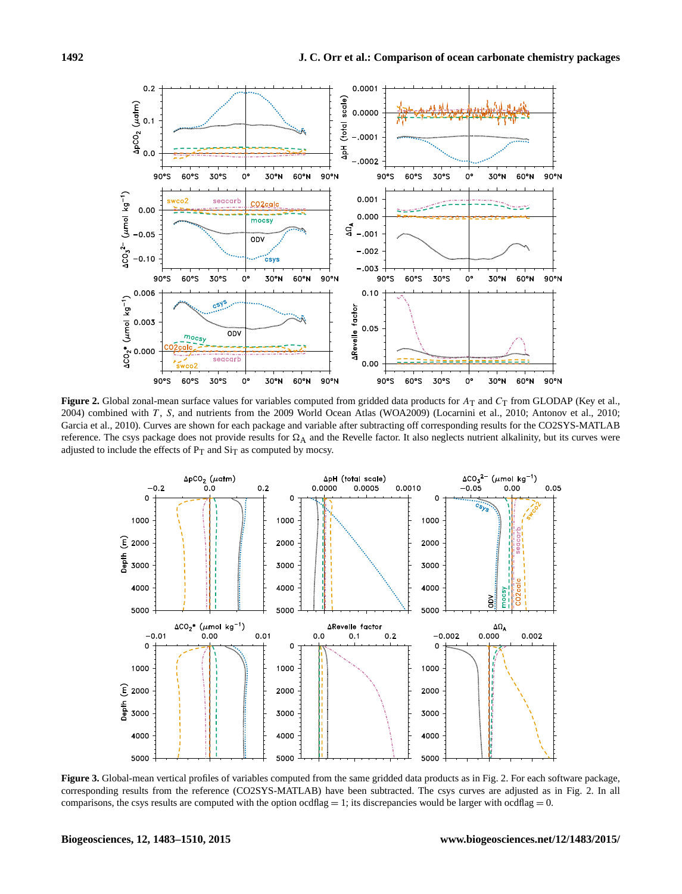**Figure 2.** Global zonal-mean surface values for variables computed from gridded data products for $A_T$ and $C_T$ from GLODAP (Key et al., 2004) combined with $T$, $S$, and nutrients from the 2009 World Ocean Atlas (WOA2009) (Locarnini et al., 2010; Antonov et al., 2010; Garcia et al., 2010). Curves are shown for each package and variable after subtracting off corresponding results for the CO2SYS-MATLAB reference. The csys package does not provide results for $\Omega_A$ and the Revelle factor. It also neglects nutrient alkalinity, but its curves were adjusted to include the effects of $P_T$ and $Si_T$ as computed by mocsy.

**Figure 3.** Global-mean vertical profiles of variables computed from the same gridded data products as in Fig. 2. For each software package, corresponding results from the reference (CO2SYS-MATLAB) have been subtracted. The csys curves are adjusted as in Fig. 2. In all comparisons, the csys results are computed with the option ocdflag = 1; its discrepancies would be larger with ocdflag = 0.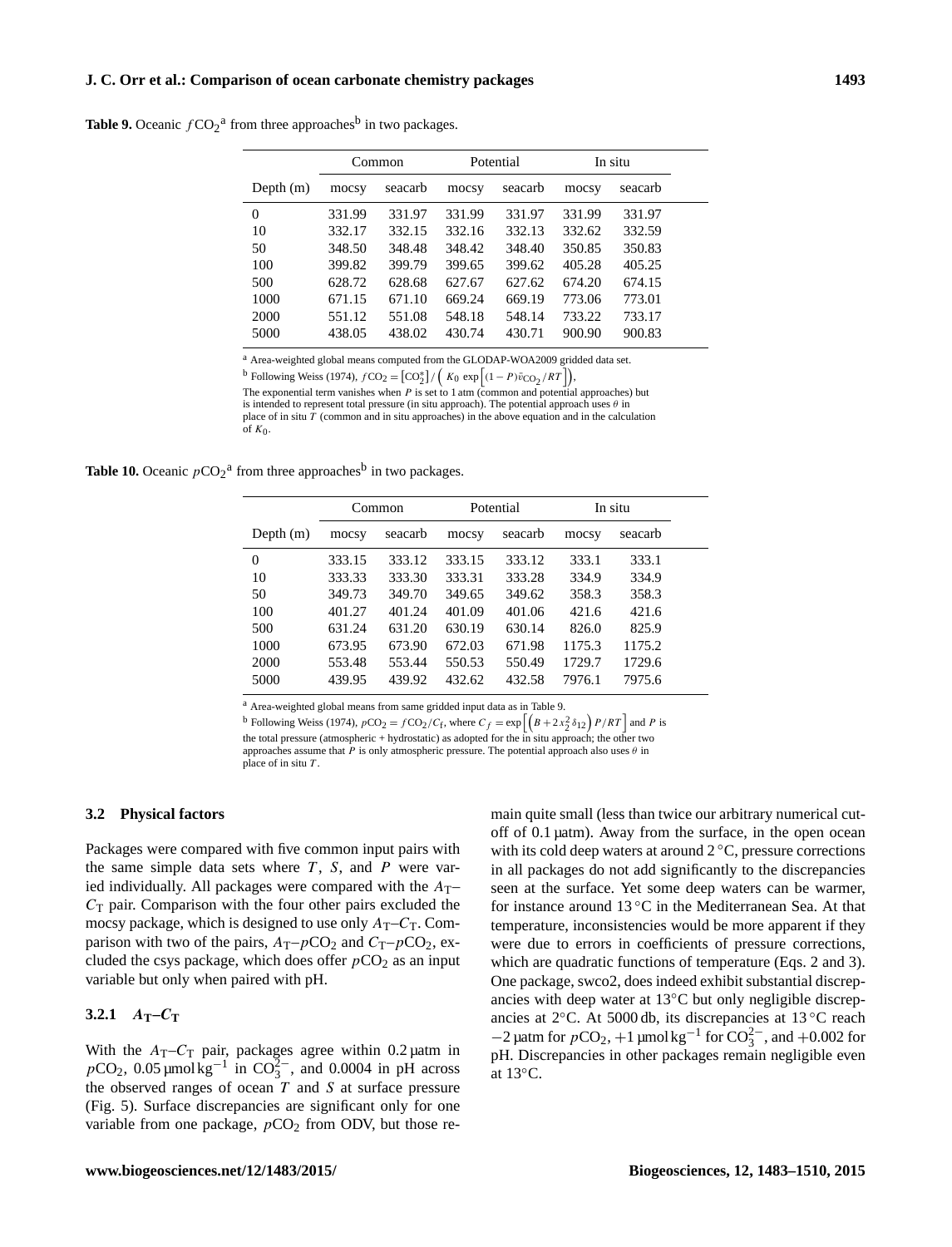**Table 9.** Oceanic $fCO_2$[a] from three approaches[b] in two packages.

| | Common | | Potential | | In situ | |
|---|---|---|---|---|---|---|
| Depth (m) | mocsy | seacarb | mocsy | seacarb | mocsy | seacarb |
| 0 | 331.99 | 331.97 | 331.99 | 331.97 | 331.99 | 331.97 |
| 10 | 332.17 | 332.15 | 332.16 | 332.13 | 332.62 | 332.59 |
| 50 | 348.50 | 348.48 | 348.42 | 348.40 | 350.85 | 350.83 |
| 100 | 399.82 | 399.79 | 399.65 | 399.62 | 405.28 | 405.25 |
| 500 | 628.72 | 628.68 | 627.67 | 627.62 | 674.20 | 674.15 |
| 1000 | 671.15 | 671.10 | 669.24 | 669.19 | 773.06 | 773.01 |
| 2000 | 551.12 | 551.08 | 548.18 | 548.14 | 733.22 | 733.17 |
| 5000 | 438.05 | 438.02 | 430.74 | 430.71 | 900.90 | 900.83 |

[a] Area-weighted global means computed from the GLODAP-WOA2009 gridded data set.
[b] Following Weiss (1974), $fCO_2 = [CO_2^*] / \left( K_0 \exp\left[(1-P)\bar{v}_{CO_2}/RT\right]\right)$,
The exponential term vanishes when $P$ is set to 1 atm (common and potential approaches) but is intended to represent total pressure (in situ approach). The potential approach uses $\theta$ in place of in situ $T$ (common and in situ approaches) in the above equation and in the calculation of $K_0$.

**Table 10.** Oceanic $pCO_2$[a] from three approaches[b] in two packages.

| | Common | | Potential | | In situ | |
|---|---|---|---|---|---|---|
| Depth (m) | mocsy | seacarb | mocsy | seacarb | mocsy | seacarb |
| 0 | 333.15 | 333.12 | 333.15 | 333.12 | 333.1 | 333.1 |
| 10 | 333.33 | 333.30 | 333.31 | 333.28 | 334.9 | 334.9 |
| 50 | 349.73 | 349.70 | 349.65 | 349.62 | 358.3 | 358.3 |
| 100 | 401.27 | 401.24 | 401.09 | 401.06 | 421.6 | 421.6 |
| 500 | 631.24 | 631.20 | 630.19 | 630.14 | 826.0 | 825.9 |
| 1000 | 673.95 | 673.90 | 672.03 | 671.98 | 1175.3 | 1175.2 |
| 2000 | 553.48 | 553.44 | 550.53 | 550.49 | 1729.7 | 1729.6 |
| 5000 | 439.95 | 439.92 | 432.62 | 432.58 | 7976.1 | 7975.6 |

[a] Area-weighted global means from same gridded input data as in Table 9.
[b] Following Weiss (1974), $pCO_2 = fCO_2/C_f$, where $C_f = \exp\left[\left(B + 2x_2^2\delta_{12}\right)P/RT\right]$ and $P$ is the total pressure (atmospheric + hydrostatic) as adopted for the in situ approach; the other two approaches assume that $P$ is only atmospheric pressure. The potential approach also uses $\theta$ in place of in situ $T$.

### 3.2 Physical factors

Packages were compared with five common input pairs with the same simple data sets where $T$, $S$, and $P$ were varied individually. All packages were compared with the $A_T$–$C_T$ pair. Comparison with the four other pairs excluded the mocsy package, which is designed to use only $A_T$–$C_T$. Comparison with two of the pairs, $A_T$–$pCO_2$ and $C_T$–$pCO_2$, excluded the csys package, which does offer $pCO_2$ as an input variable but only when paired with pH.

#### 3.2.1 $A_T$–$C_T$

With the $A_T$–$C_T$ pair, packages agree within 0.2 µatm in $pCO_2$, 0.05 µmol kg$^{-1}$ in $CO_3^{2-}$, and 0.0004 in pH across the observed ranges of ocean $T$ and $S$ at surface pressure (Fig. 5). Surface discrepancies are significant only for one variable from one package, $pCO_2$ from ODV, but those remain quite small (less than twice our arbitrary numerical cutoff of 0.1 µatm). Away from the surface, in the open ocean with its cold deep waters at around 2 °C, pressure corrections in all packages do not add significantly to the discrepancies seen at the surface. Yet some deep waters can be warmer, for instance around 13 °C in the Mediterranean Sea. At that temperature, inconsistencies would be more apparent if they were due to errors in coefficients of pressure corrections, which are quadratic functions of temperature (Eqs. 2 and 3). One package, swco2, does indeed exhibit substantial discrepancies with deep water at 13°C but only negligible discrepancies at 2°C. At 5000 db, its discrepancies at 13 °C reach −2 µatm for $pCO_2$, +1 µmol kg$^{-1}$ for $CO_3^{2-}$, and +0.002 for pH. Discrepancies in other packages remain negligible even at 13°C.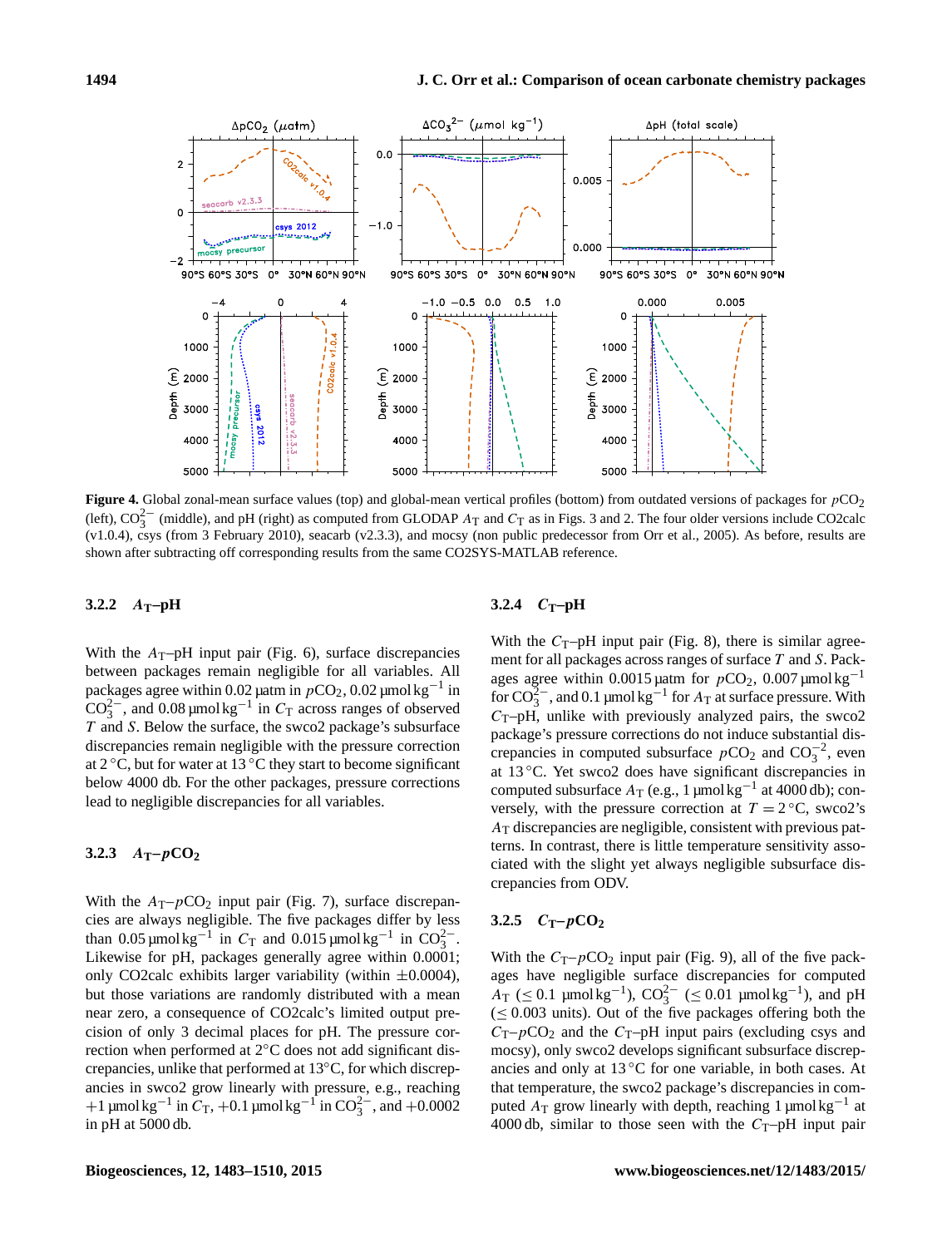**Figure 4.** Global zonal-mean surface values (top) and global-mean vertical profiles (bottom) from outdated versions of packages for $pCO_2$ (left), $CO_3^{2-}$ (middle), and pH (right) as computed from GLODAP $A_T$ and $C_T$ as in Figs. 3 and 2. The four older versions include CO2calc (v1.0.4), csys (from 3 February 2010), seacarb (v2.3.3), and mocsy (non public predecessor from Orr et al., 2005). As before, results are shown after subtracting off corresponding results from the same CO2SYS-MATLAB reference.

#### 3.2.2 $A_T$–pH

With the $A_T$–pH input pair (Fig. 6), surface discrepancies between packages remain negligible for all variables. All packages agree within 0.02 µatm in $pCO_2$, 0.02 µmol kg$^{-1}$ in $CO_3^{2-}$, and 0.08 µmol kg$^{-1}$ in $C_T$ across ranges of observed $T$ and $S$. Below the surface, the swco2 package's subsurface discrepancies remain negligible with the pressure correction at 2 °C, but for water at 13 °C they start to become significant below 4000 db. For the other packages, pressure corrections lead to negligible discrepancies for all variables.

#### 3.2.3 $A_T$–$pCO_2$

With the $A_T$–$pCO_2$ input pair (Fig. 7), surface discrepancies are always negligible. The five packages differ by less than 0.05 µmol kg$^{-1}$ in $C_T$ and 0.015 µmol kg$^{-1}$ in $CO_3^{2-}$. Likewise for pH, packages generally agree within 0.0001; only CO2calc exhibits larger variability (within ±0.0004), but those variations are randomly distributed with a mean near zero, a consequence of CO2calc's limited output precision of only 3 decimal places for pH. The pressure correction when performed at 2°C does not add significant discrepancies, unlike that performed at 13°C, for which discrepancies in swco2 grow linearly with pressure, e.g., reaching +1 µmol kg$^{-1}$ in $C_T$, +0.1 µmol kg$^{-1}$ in $CO_3^{2-}$, and +0.0002 in pH at 5000 db.

#### 3.2.4 $C_T$–pH

With the $C_T$–pH input pair (Fig. 8), there is similar agreement for all packages across ranges of surface $T$ and $S$. Packages agree within 0.0015 µatm for $pCO_2$, 0.007 µmol kg$^{-1}$ for $CO_3^{2-}$, and 0.1 µmol kg$^{-1}$ for $A_T$ at surface pressure. With $C_T$–pH, unlike with previously analyzed pairs, the swco2 package's pressure corrections do not induce substantial discrepancies in computed subsurface $pCO_2$ and $CO_3^{-2}$, even at 13 °C. Yet swco2 does have significant discrepancies in computed subsurface $A_T$ (e.g., 1 µmol kg$^{-1}$ at 4000 db); conversely, with the pressure correction at $T = 2$ °C, swco2's $A_T$ discrepancies are negligible, consistent with previous patterns. In contrast, there is little temperature sensitivity associated with the slight yet always negligible subsurface discrepancies from ODV.

#### 3.2.5 $C_T$–$pCO_2$

With the $C_T$–$pCO_2$ input pair (Fig. 9), all of the five packages have negligible surface discrepancies for computed $A_T$ ($\leq 0.1$ µmol kg$^{-1}$), $CO_3^{2-}$ ($\leq 0.01$ µmol kg$^{-1}$), and pH ($\leq 0.003$ units). Out of the five packages offering both the $C_T$–$pCO_2$ and the $C_T$–pH input pairs (excluding csys and mocsy), only swco2 develops significant subsurface discrepancies and only at 13 °C for one variable, in both cases. At that temperature, the swco2 package's discrepancies in computed $A_T$ grow linearly with depth, reaching 1 µmol kg$^{-1}$ at 4000 db, similar to those seen with the $C_T$–pH input pair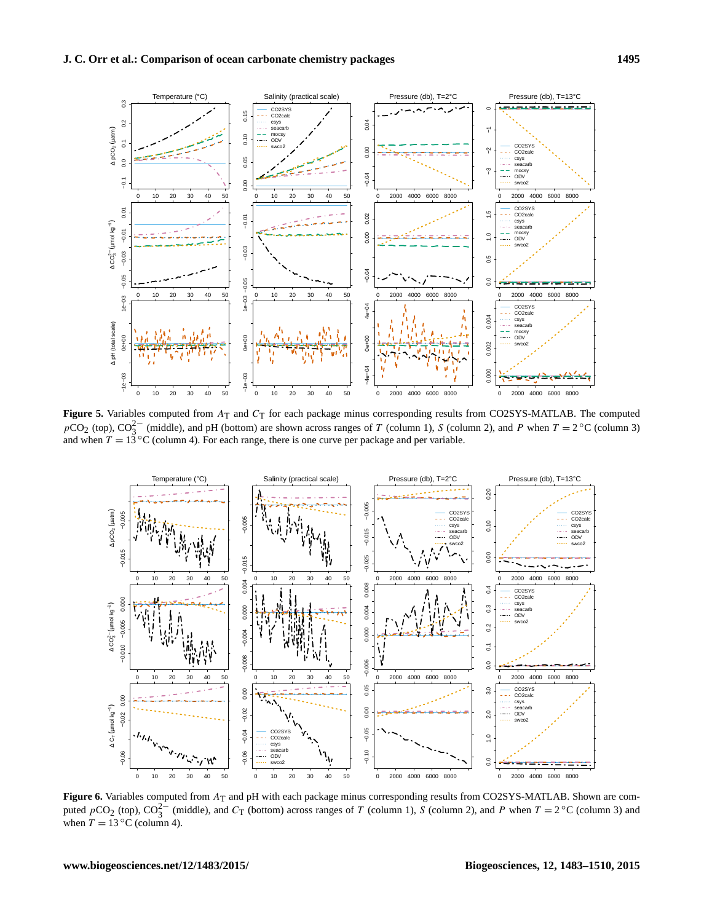**Figure 5.** Variables computed from $A_T$ and $C_T$ for each package minus corresponding results from CO2SYS-MATLAB. The computed $p\mathrm{CO_2}$ (top), $\mathrm{CO_3^{2-}}$ (middle), and pH (bottom) are shown across ranges of $T$ (column 1), $S$ (column 2), and $P$ when $T = 2\,^\circ\mathrm{C}$ (column 3) and when $T = 13\,^\circ\mathrm{C}$ (column 4). For each range, there is one curve per package and per variable.

**Figure 6.** Variables computed from $A_T$ and pH with each package minus corresponding results from CO2SYS-MATLAB. Shown are computed $p\mathrm{CO_2}$ (top), $\mathrm{CO_3^{2-}}$ (middle), and $C_T$ (bottom) across ranges of $T$ (column 1), $S$ (column 2), and $P$ when $T = 2\,^\circ\mathrm{C}$ (column 3) and when $T = 13\,^\circ\mathrm{C}$ (column 4).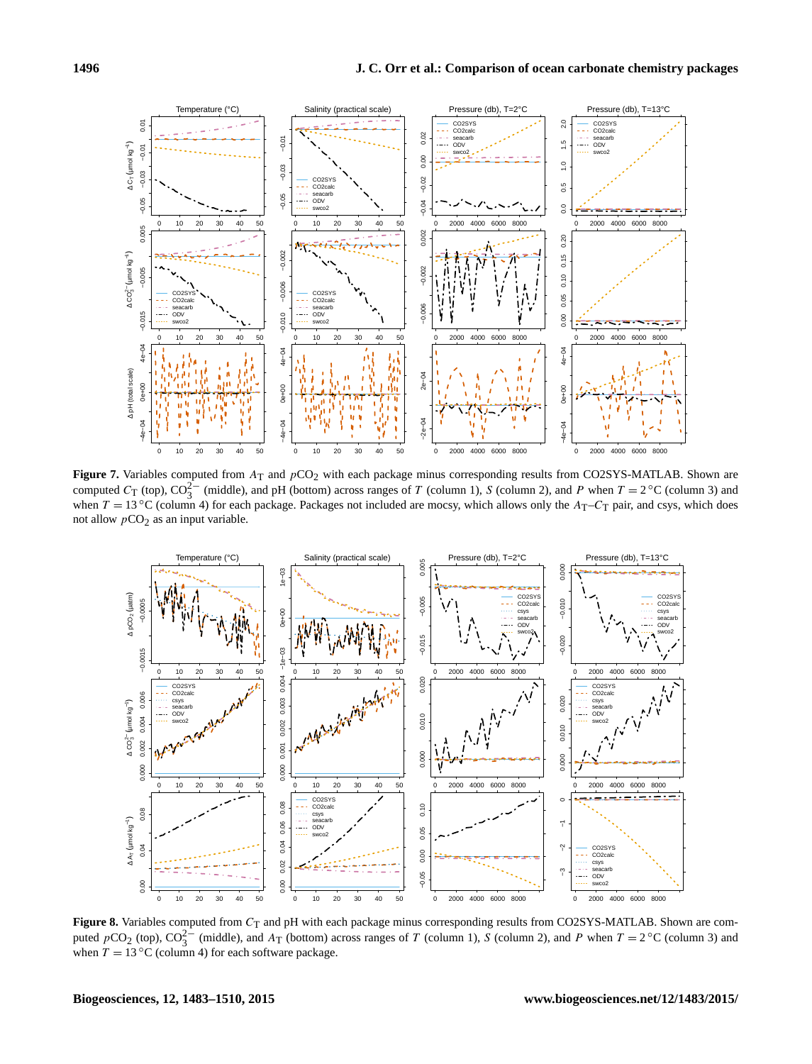**Figure 7.** Variables computed from $A_T$ and $pCO_2$ with each package minus corresponding results from CO2SYS-MATLAB. Shown are computed $C_T$ (top), $CO_3^{2-}$ (middle), and pH (bottom) across ranges of $T$ (column 1), $S$ (column 2), and $P$ when $T = 2\,°C$ (column 3) and when $T = 13\,°C$ (column 4) for each package. Packages not included are mocsy, which allows only the $A_T$–$C_T$ pair, and csys, which does not allow $pCO_2$ as an input variable.

**Figure 8.** Variables computed from $C_T$ and pH with each package minus corresponding results from CO2SYS-MATLAB. Shown are computed $pCO_2$ (top), $CO_3^{2-}$ (middle), and $A_T$ (bottom) across ranges of $T$ (column 1), $S$ (column 2), and $P$ when $T = 2\,°C$ (column 3) and when $T = 13\,°C$ (column 4) for each software package.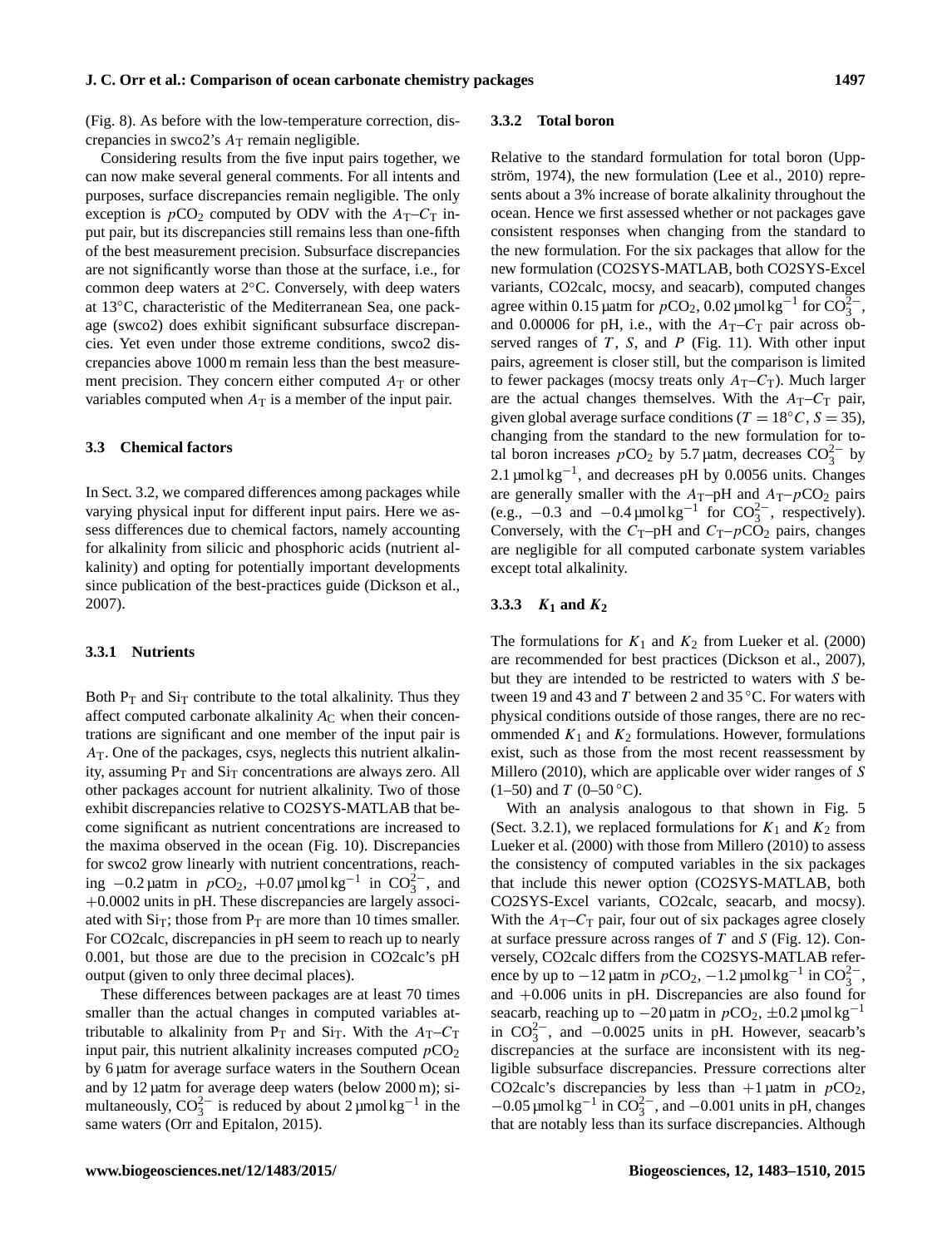(Fig. 8). As before with the low-temperature correction, discrepancies in swco2's $A_T$ remain negligible.

Considering results from the five input pairs together, we can now make several general comments. For all intents and purposes, surface discrepancies remain negligible. The only exception is $p\mathrm{CO_2}$ computed by ODV with the $A_T$–$C_T$ input pair, but its discrepancies still remains less than one-fifth of the best measurement precision. Subsurface discrepancies are not significantly worse than those at the surface, i.e., for common deep waters at 2°C. Conversely, with deep waters at 13°C, characteristic of the Mediterranean Sea, one package (swco2) does exhibit significant subsurface discrepancies. Yet even under those extreme conditions, swco2 discrepancies above 1000 m remain less than the best measurement precision. They concern either computed $A_T$ or other variables computed when $A_T$ is a member of the input pair.

## 3.3 Chemical factors

In Sect. 3.2, we compared differences among packages while varying physical input for different input pairs. Here we assess differences due to chemical factors, namely accounting for alkalinity from silicic and phosphoric acids (nutrient alkalinity) and opting for potentially important developments since publication of the best-practices guide (Dickson et al., 2007).

### 3.3.1 Nutrients

Both $P_T$ and $Si_T$ contribute to the total alkalinity. Thus they affect computed carbonate alkalinity $A_C$ when their concentrations are significant and one member of the input pair is $A_T$. One of the packages, csys, neglects this nutrient alkalinity, assuming $P_T$ and $Si_T$ concentrations are always zero. All other packages account for nutrient alkalinity. Two of those exhibit discrepancies relative to CO2SYS-MATLAB that become significant as nutrient concentrations are increased to the maxima observed in the ocean (Fig. 10). Discrepancies for swco2 grow linearly with nutrient concentrations, reaching $-0.2$ µatm in $p\mathrm{CO_2}$, $+0.07$ µmol kg$^{-1}$ in $\mathrm{CO_3^{2-}}$, and $+0.0002$ units in pH. These discrepancies are largely associated with $Si_T$; those from $P_T$ are more than 10 times smaller. For CO2calc, discrepancies in pH seem to reach up to nearly 0.001, but those are due to the precision in CO2calc's pH output (given to only three decimal places).

These differences between packages are at least 70 times smaller than the actual changes in computed variables attributable to alkalinity from $P_T$ and $Si_T$. With the $A_T$–$C_T$ input pair, this nutrient alkalinity increases computed $p\mathrm{CO_2}$ by 6 µatm for average surface waters in the Southern Ocean and by 12 µatm for average deep waters (below 2000 m); simultaneously, $\mathrm{CO_3^{2-}}$ is reduced by about 2 µmol kg$^{-1}$ in the same waters (Orr and Epitalon, 2015).

### 3.3.2 Total boron

Relative to the standard formulation for total boron (Uppström, 1974), the new formulation (Lee et al., 2010) represents about a 3% increase of borate alkalinity throughout the ocean. Hence we first assessed whether or not packages gave consistent responses when changing from the standard to the new formulation. For the six packages that allow for the new formulation (CO2SYS-MATLAB, both CO2SYS-Excel variants, CO2calc, mocsy, and seacarb), computed changes agree within 0.15 µatm for $p\mathrm{CO_2}$, 0.02 µmol kg$^{-1}$ for $\mathrm{CO_3^{2-}}$, and 0.00006 for pH, i.e., with the $A_T$–$C_T$ pair across observed ranges of $T$, $S$, and $P$ (Fig. 11). With other input pairs, agreement is closer still, but the comparison is limited to fewer packages (mocsy treats only $A_T$–$C_T$). Much larger are the actual changes themselves. With the $A_T$–$C_T$ pair, given global average surface conditions ($T = 18°C$, $S = 35$), changing from the standard to the new formulation for total boron increases $p\mathrm{CO_2}$ by 5.7 µatm, decreases $\mathrm{CO_3^{2-}}$ by 2.1 µmol kg$^{-1}$, and decreases pH by 0.0056 units. Changes are generally smaller with the $A_T$–pH and $A_T$–$p\mathrm{CO_2}$ pairs (e.g., $-0.3$ and $-0.4$ µmol kg$^{-1}$ for $\mathrm{CO_3^{2-}}$, respectively). Conversely, with the $C_T$–pH and $C_T$–$p\mathrm{CO_2}$ pairs, changes are negligible for all computed carbonate system variables except total alkalinity.

### 3.3.3 $K_1$ and $K_2$

The formulations for $K_1$ and $K_2$ from Lueker et al. (2000) are recommended for best practices (Dickson et al., 2007), but they are intended to be restricted to waters with $S$ between 19 and 43 and $T$ between 2 and 35 °C. For waters with physical conditions outside of those ranges, there are no recommended $K_1$ and $K_2$ formulations. However, formulations exist, such as those from the most recent reassessment by Millero (2010), which are applicable over wider ranges of $S$ (1–50) and $T$ (0–50 °C).

With an analysis analogous to that shown in Fig. 5 (Sect. 3.2.1), we replaced formulations for $K_1$ and $K_2$ from Lueker et al. (2000) with those from Millero (2010) to assess the consistency of computed variables in the six packages that include this newer option (CO2SYS-MATLAB, both CO2SYS-Excel variants, CO2calc, seacarb, and mocsy). With the $A_T$–$C_T$ pair, four out of six packages agree closely at surface pressure across ranges of $T$ and $S$ (Fig. 12). Conversely, CO2calc differs from the CO2SYS-MATLAB reference by up to $-12$ µatm in $p\mathrm{CO_2}$, $-1.2$ µmol kg$^{-1}$ in $\mathrm{CO_3^{2-}}$, and $+0.006$ units in pH. Discrepancies are also found for seacarb, reaching up to $-20$ µatm in $p\mathrm{CO_2}$, $\pm 0.2$ µmol kg$^{-1}$ in $\mathrm{CO_3^{2-}}$, and $-0.0025$ units in pH. However, seacarb's discrepancies at the surface are inconsistent with its negligible subsurface discrepancies. Pressure corrections alter CO2calc's discrepancies by less than $+1$ µatm in $p\mathrm{CO_2}$, $-0.05$ µmol kg$^{-1}$ in $\mathrm{CO_3^{2-}}$, and $-0.001$ units in pH, changes that are notably less than its surface discrepancies. Although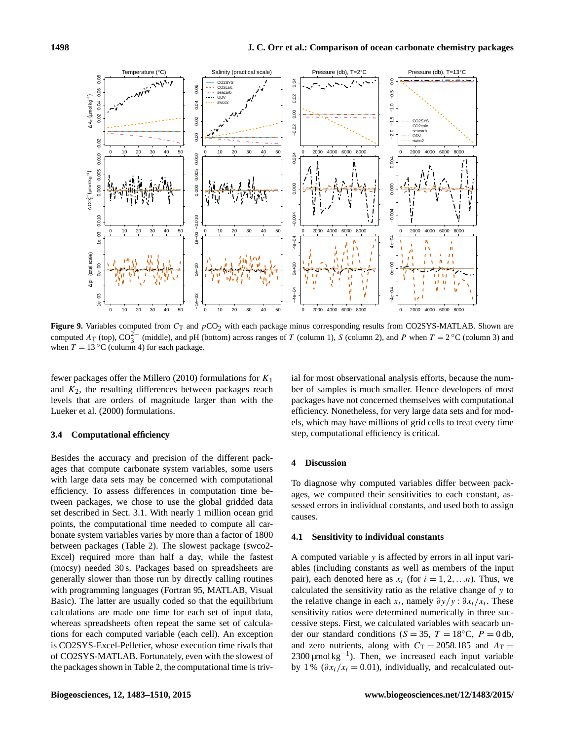**Figure 9.** Variables computed from $C_T$ and $pCO_2$ with each package minus corresponding results from CO2SYS-MATLAB. Shown are computed $A_T$ (top), $CO_3^{2-}$ (middle), and pH (bottom) across ranges of $T$ (column 1), $S$ (column 2), and $P$ when $T = 2\,°C$ (column 3) and when $T = 13\,°C$ (column 4) for each package.

fewer packages offer the Millero (2010) formulations for $K_1$ and $K_2$, the resulting differences between packages reach levels that are orders of magnitude larger than with the Lueker et al. (2000) formulations.

### 3.4 Computational efficiency

Besides the accuracy and precision of the different packages that compute carbonate system variables, some users with large data sets may be concerned with computational efficiency. To assess differences in computation time between packages, we chose to use the global gridded data set described in Sect. 3.1. With nearly 1 million ocean grid points, the computational time needed to compute all carbonate system variables varies by more than a factor of 1800 between packages (Table 2). The slowest package (swco2-Excel) required more than half a day, while the fastest (mocsy) needed 30 s. Packages based on spreadsheets are generally slower than those run by directly calling routines with programming languages (Fortran 95, MATLAB, Visual Basic). The latter are usually coded so that the equilibrium calculations are made one time for each set of input data, whereas spreadsheets often repeat the same set of calculations for each computed variable (each cell). An exception is CO2SYS-Excel-Pelletier, whose execution time rivals that of CO2SYS-MATLAB. Fortunately, even with the slowest of the packages shown in Table 2, the computational time is trivial for most observational analysis efforts, because the number of samples is much smaller. Hence developers of most packages have not concerned themselves with computational efficiency. Nonetheless, for very large data sets and for models, which may have millions of grid cells to treat every time step, computational efficiency is critical.

## 4 Discussion

To diagnose why computed variables differ between packages, we computed their sensitivities to each constant, assessed errors in individual constants, and used both to assign causes.

### 4.1 Sensitivity to individual constants

A computed variable $y$ is affected by errors in all input variables (including constants as well as members of the input pair), each denoted here as $x_i$ (for $i = 1, 2, \ldots n$). Thus, we calculated the sensitivity ratio as the relative change of $y$ to the relative change in each $x_i$, namely $\partial y/y : \partial x_i/x_i$. These sensitivity ratios were determined numerically in three successive steps. First, we calculated variables with seacarb under our standard conditions ($S = 35$, $T = 18\,°C$, $P = 0$ db, and zero nutrients, along with $C_T = 2058.185$ and $A_T = 2300\,\mu mol\,kg^{-1}$). Then, we increased each input variable by 1 % ($\partial x_i/x_i = 0.01$), individually, and recalculated out-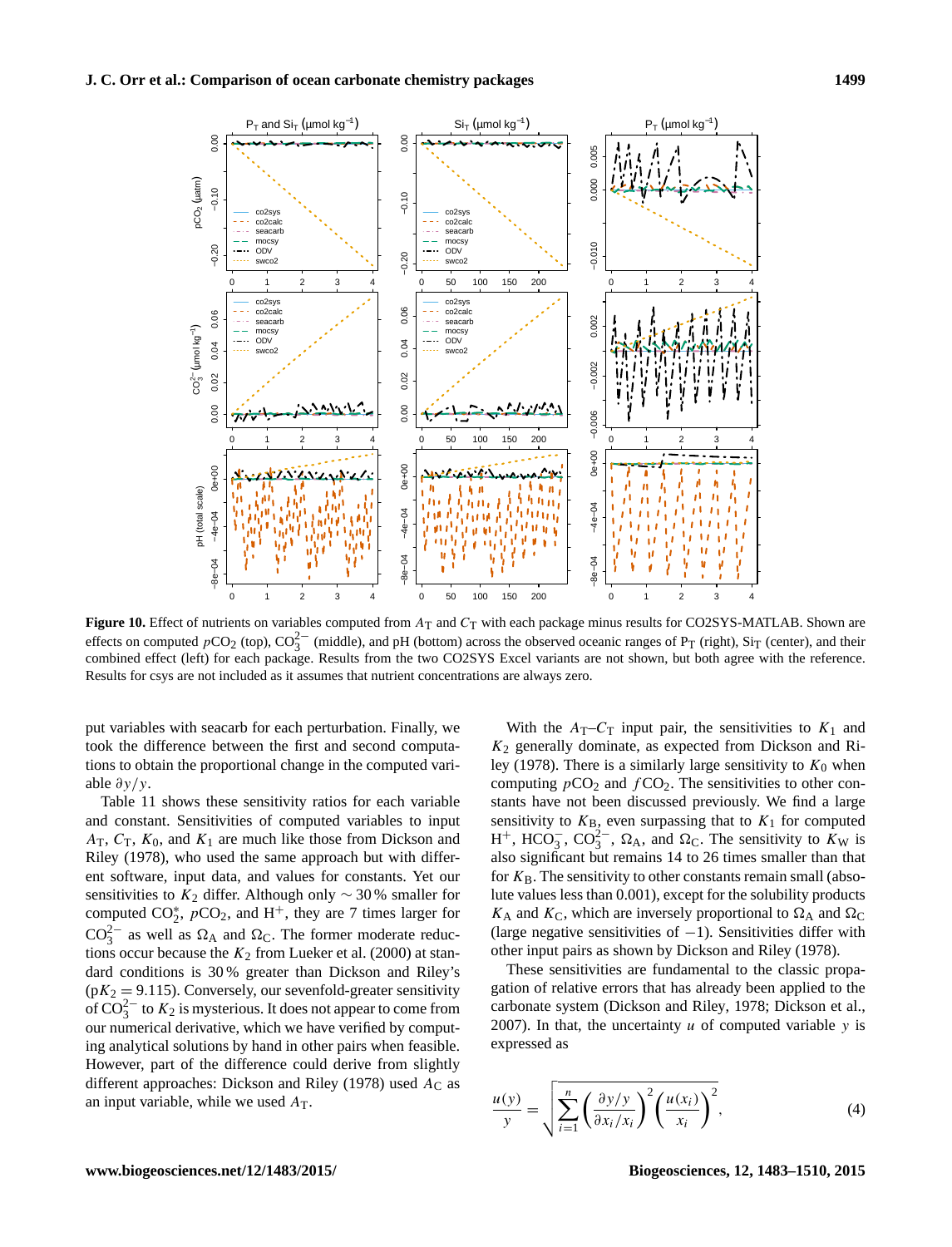**Figure 10.** Effect of nutrients on variables computed from $A_T$ and $C_T$ with each package minus results for CO2SYS-MATLAB. Shown are effects on computed $pCO_2$ (top), $CO_3^{2-}$ (middle), and pH (bottom) across the observed oceanic ranges of $P_T$ (right), $Si_T$ (center), and their combined effect (left) for each package. Results from the two CO2SYS Excel variants are not shown, but both agree with the reference. Results for csys are not included as it assumes that nutrient concentrations are always zero.

put variables with seacarb for each perturbation. Finally, we took the difference between the first and second computations to obtain the proportional change in the computed variable $\partial y/y$.

Table 11 shows these sensitivity ratios for each variable and constant. Sensitivities of computed variables to input $A_T$, $C_T$, $K_0$, and $K_1$ are much like those from Dickson and Riley (1978), who used the same approach but with different software, input data, and values for constants. Yet our sensitivities to $K_2$ differ. Although only $\sim 30\,\%$ smaller for computed $CO_2^*$, $pCO_2$, and $H^+$, they are 7 times larger for $CO_3^{2-}$ as well as $\Omega_A$ and $\Omega_C$. The former moderate reductions occur because the $K_2$ from Lueker et al. (2000) at standard conditions is 30 % greater than Dickson and Riley's ($pK_2 = 9.115$). Conversely, our sevenfold-greater sensitivity of $CO_3^{2-}$ to $K_2$ is mysterious. It does not appear to come from our numerical derivative, which we have verified by computing analytical solutions by hand in other pairs when feasible. However, part of the difference could derive from slightly different approaches: Dickson and Riley (1978) used $A_C$ as an input variable, while we used $A_T$.

With the $A_T$–$C_T$ input pair, the sensitivities to $K_1$ and $K_2$ generally dominate, as expected from Dickson and Riley (1978). There is a similarly large sensitivity to $K_0$ when computing $pCO_2$ and $fCO_2$. The sensitivities to other constants have not been discussed previously. We find a large sensitivity to $K_B$, even surpassing that to $K_1$ for computed $H^+$, $HCO_3^-$, $CO_3^{2-}$, $\Omega_A$, and $\Omega_C$. The sensitivity to $K_W$ is also significant but remains 14 to 26 times smaller than that for $K_B$. The sensitivity to other constants remain small (absolute values less than 0.001), except for the solubility products $K_A$ and $K_C$, which are inversely proportional to $\Omega_A$ and $\Omega_C$ (large negative sensitivities of $-1$). Sensitivities differ with other input pairs as shown by Dickson and Riley (1978).

These sensitivities are fundamental to the classic propagation of relative errors that has already been applied to the carbonate system (Dickson and Riley, 1978; Dickson et al., 2007). In that, the uncertainty $u$ of computed variable $y$ is expressed as

$$\frac{u(y)}{y} = \sqrt{\sum_{i=1}^{n} \left(\frac{\partial y/y}{\partial x_i/x_i}\right)^2 \left(\frac{u(x_i)}{x_i}\right)^2}, \tag{4}$$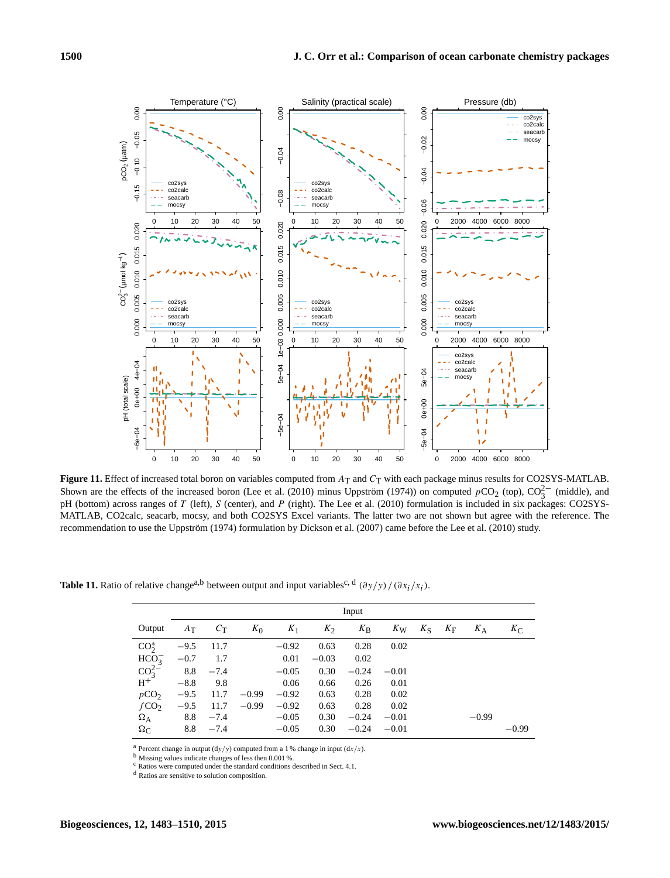**Figure 11.** Effect of increased total boron on variables computed from $A_T$ and $C_T$ with each package minus results for CO2SYS-MATLAB. Shown are the effects of the increased boron (Lee et al. (2010) minus Uppström (1974)) on computed $p\mathrm{CO_2}$ (top), $\mathrm{CO_3^{2-}}$ (middle), and pH (bottom) across ranges of $T$ (left), $S$ (center), and $P$ (right). The Lee et al. (2010) formulation is included in six packages: CO2SYS-MATLAB, CO2calc, seacarb, mocsy, and both CO2SYS Excel variants. The latter two are not shown but agree with the reference. The recommendation to use the Uppström (1974) formulation by Dickson et al. (2007) came before the Lee et al. (2010) study.

**Table 11.** Ratio of relative change[a,b] between output and input variables[c,d] $(\partial y/y)/(\partial x_i/x_i)$.

| Output | Input | | | | | | | | | | |
|---|---|---|---|---|---|---|---|---|---|---|---|
| | $A_T$ | $C_T$ | $K_0$ | $K_1$ | $K_2$ | $K_B$ | $K_W$ | $K_S$ | $K_F$ | $K_A$ | $K_C$ |
| $\mathrm{CO_2^*}$ | −9.5 | 11.7 | | −0.92 | 0.63 | 0.28 | 0.02 | | | | |
| $\mathrm{HCO_3^-}$ | −0.7 | 1.7 | | 0.01 | −0.03 | 0.02 | | | | | |
| $\mathrm{CO_3^{2-}}$ | 8.8 | −7.4 | | −0.05 | 0.30 | −0.24 | −0.01 | | | | |
| $\mathrm{H^+}$ | −8.8 | 9.8 | | 0.06 | 0.66 | 0.26 | 0.01 | | | | |
| $p\mathrm{CO_2}$ | −9.5 | 11.7 | −0.99 | −0.92 | 0.63 | 0.28 | 0.02 | | | | |
| $f\mathrm{CO_2}$ | −9.5 | 11.7 | −0.99 | −0.92 | 0.63 | 0.28 | 0.02 | | | | |
| $\Omega_A$ | 8.8 | −7.4 | | −0.05 | 0.30 | −0.24 | −0.01 | | | −0.99 | |
| $\Omega_C$ | 8.8 | −7.4 | | −0.05 | 0.30 | −0.24 | −0.01 | | | | −0.99 |

[a] Percent change in output ($\mathrm{d}y/y$) computed from a 1 % change in input ($\mathrm{d}x/x$).
[b] Missing values indicate changes of less then 0.001 %.
[c] Ratios were computed under the standard conditions described in Sect. 4.1.
[d] Ratios are sensitive to solution composition.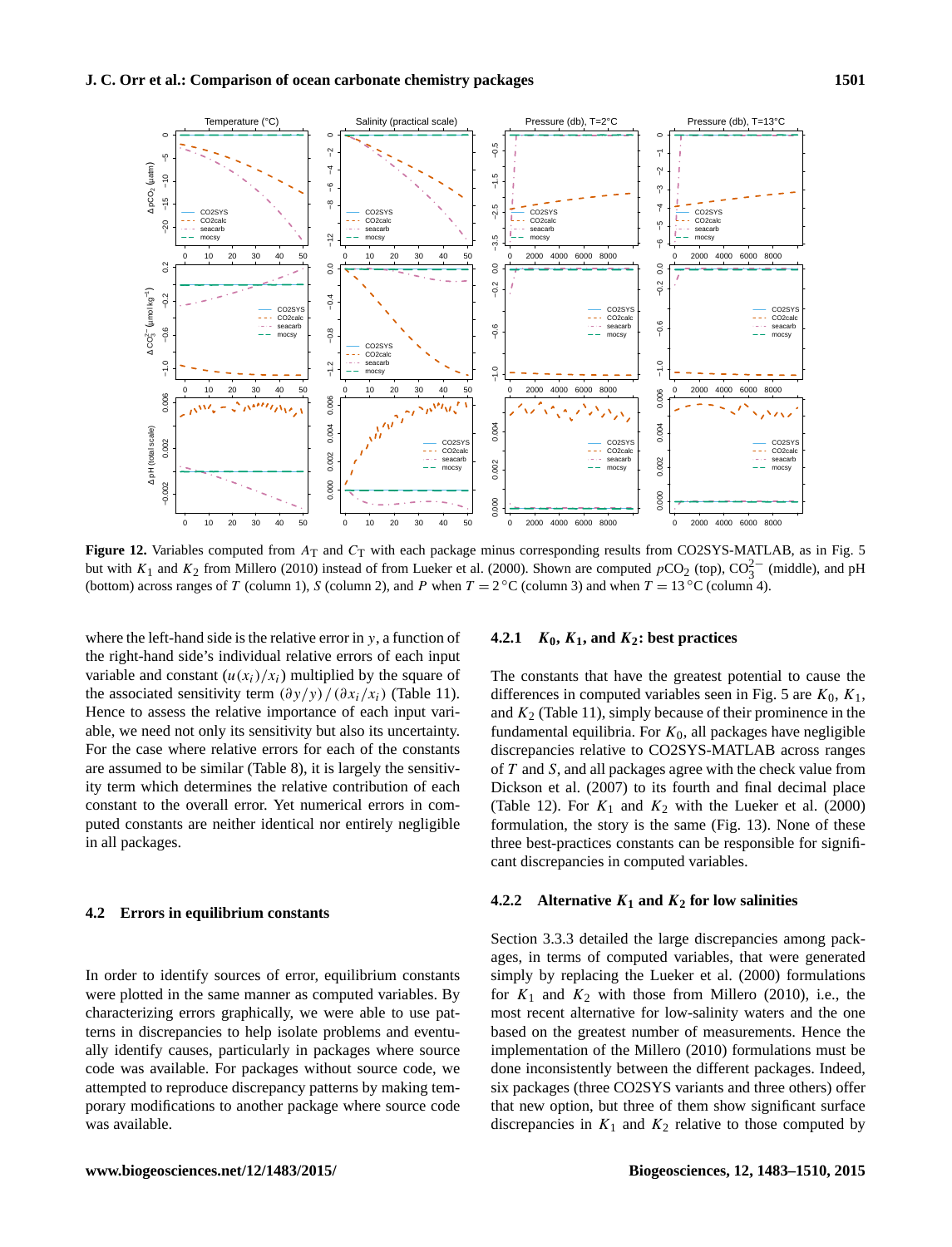**Figure 12.** Variables computed from $A_T$ and $C_T$ with each package minus corresponding results from CO2SYS-MATLAB, as in Fig. 5 but with $K_1$ and $K_2$ from Millero (2010) instead of from Lueker et al. (2000). Shown are computed $p\mathrm{CO_2}$ (top), $\mathrm{CO_3^{2-}}$ (middle), and pH (bottom) across ranges of $T$ (column 1), $S$ (column 2), and $P$ when $T = 2\,°\mathrm{C}$ (column 3) and when $T = 13\,°\mathrm{C}$ (column 4).

where the left-hand side is the relative error in $y$, a function of the right-hand side's individual relative errors of each input variable and constant $(u(x_i)/x_i)$ multiplied by the square of the associated sensitivity term $(\partial y/y)/(\partial x_i/x_i)$ (Table 11). Hence to assess the relative importance of each input variable, we need not only its sensitivity but also its uncertainty. For the case where relative errors for each of the constants are assumed to be similar (Table 8), it is largely the sensitivity term which determines the relative contribution of each constant to the overall error. Yet numerical errors in computed constants are neither identical nor entirely negligible in all packages.

### 4.2 Errors in equilibrium constants

In order to identify sources of error, equilibrium constants were plotted in the same manner as computed variables. By characterizing errors graphically, we were able to use patterns in discrepancies to help isolate problems and eventually identify causes, particularly in packages where source code was available. For packages without source code, we attempted to reproduce discrepancy patterns by making temporary modifications to another package where source code was available.

#### 4.2.1 $K_0$, $K_1$, and $K_2$: best practices

The constants that have the greatest potential to cause the differences in computed variables seen in Fig. 5 are $K_0$, $K_1$, and $K_2$ (Table 11), simply because of their prominence in the fundamental equilibria. For $K_0$, all packages have negligible discrepancies relative to CO2SYS-MATLAB across ranges of $T$ and $S$, and all packages agree with the check value from Dickson et al. (2007) to its fourth and final decimal place (Table 12). For $K_1$ and $K_2$ with the Lueker et al. (2000) formulation, the story is the same (Fig. 13). None of these three best-practices constants can be responsible for significant discrepancies in computed variables.

#### 4.2.2 Alternative $K_1$ and $K_2$ for low salinities

Section 3.3.3 detailed the large discrepancies among packages, in terms of computed variables, that were generated simply by replacing the Lueker et al. (2000) formulations for $K_1$ and $K_2$ with those from Millero (2010), i.e., the most recent alternative for low-salinity waters and the one based on the greatest number of measurements. Hence the implementation of the Millero (2010) formulations must be done inconsistently between the different packages. Indeed, six packages (three CO2SYS variants and three others) offer that new option, but three of them show significant surface discrepancies in $K_1$ and $K_2$ relative to those computed by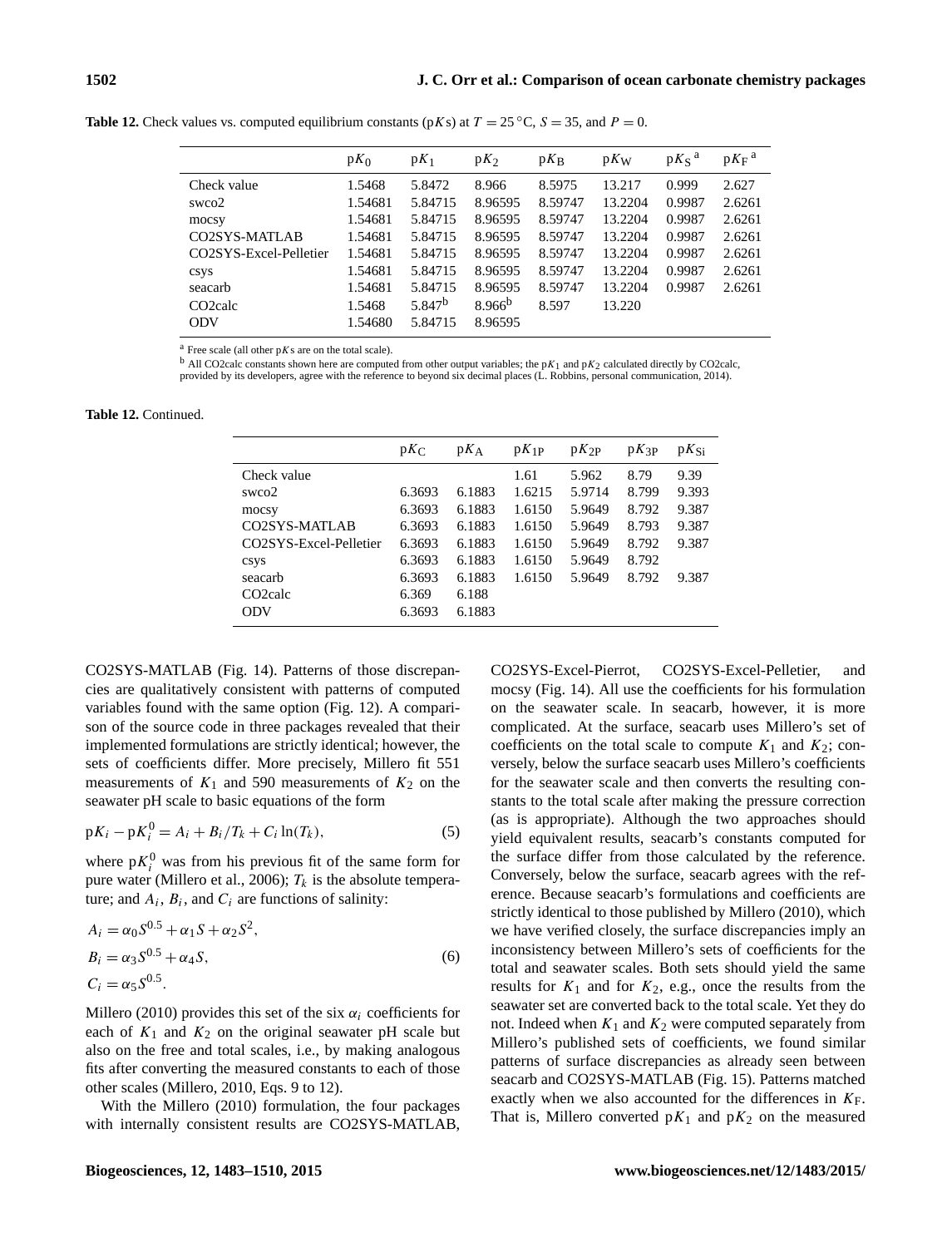**Table 12.** Check values vs. computed equilibrium constants (p$K$s) at $T = 25\,^{\circ}$C, $S = 35$, and $P = 0$.

| | p$K_0$ | p$K_1$ | p$K_2$ | p$K_B$ | p$K_W$ | p$K_S$ [a] | p$K_F$ [a] |
|---|---|---|---|---|---|---|---|
| Check value | 1.5468 | 5.8472 | 8.966 | 8.5975 | 13.217 | 0.999 | 2.627 |
| swco2 | 1.54681 | 5.84715 | 8.96595 | 8.59747 | 13.2204 | 0.9987 | 2.6261 |
| mocsy | 1.54681 | 5.84715 | 8.96595 | 8.59747 | 13.2204 | 0.9987 | 2.6261 |
| CO2SYS-MATLAB | 1.54681 | 5.84715 | 8.96595 | 8.59747 | 13.2204 | 0.9987 | 2.6261 |
| CO2SYS-Excel-Pelletier | 1.54681 | 5.84715 | 8.96595 | 8.59747 | 13.2204 | 0.9987 | 2.6261 |
| csys | 1.54681 | 5.84715 | 8.96595 | 8.59747 | 13.2204 | 0.9987 | 2.6261 |
| seacarb | 1.54681 | 5.84715 | 8.96595 | 8.59747 | 13.2204 | 0.9987 | 2.6261 |
| CO2calc | 1.5468 | 5.847[b] | 8.966[b] | 8.597 | 13.220 | | |
| ODV | 1.54680 | 5.84715 | 8.96595 | | | | |

[a] Free scale (all other p$K$s are on the total scale).
[b] All CO2calc constants shown here are computed from other output variables; the p$K_1$ and p$K_2$ calculated directly by CO2calc, provided by its developers, agree with the reference to beyond six decimal places (L. Robbins, personal communication, 2014).

**Table 12.** Continued.

| | p$K_C$ | p$K_A$ | p$K_{1P}$ | p$K_{2P}$ | p$K_{3P}$ | p$K_{Si}$ |
|---|---|---|---|---|---|---|
| Check value | | | 1.61 | 5.962 | 8.79 | 9.39 |
| swco2 | 6.3693 | 6.1883 | 1.6215 | 5.9714 | 8.799 | 9.393 |
| mocsy | 6.3693 | 6.1883 | 1.6150 | 5.9649 | 8.792 | 9.387 |
| CO2SYS-MATLAB | 6.3693 | 6.1883 | 1.6150 | 5.9649 | 8.793 | 9.387 |
| CO2SYS-Excel-Pelletier | 6.3693 | 6.1883 | 1.6150 | 5.9649 | 8.792 | 9.387 |
| csys | 6.3693 | 6.1883 | 1.6150 | 5.9649 | 8.792 | |
| seacarb | 6.3693 | 6.1883 | 1.6150 | 5.9649 | 8.792 | 9.387 |
| CO2calc | 6.369 | 6.188 | | | | |
| ODV | 6.3693 | 6.1883 | | | | |

CO2SYS-MATLAB (Fig. 14). Patterns of those discrepancies are qualitatively consistent with patterns of computed variables found with the same option (Fig. 12). A comparison of the source code in three packages revealed that their implemented formulations are strictly identical; however, the sets of coefficients differ. More precisely, Millero fit 551 measurements of $K_1$ and 590 measurements of $K_2$ on the seawater pH scale to basic equations of the form

$$\mathrm{p}K_i - \mathrm{p}K_i^0 = A_i + B_i/T_k + C_i \ln(T_k), \tag{5}$$

where $\mathrm{p}K_i^0$ was from his previous fit of the same form for pure water (Millero et al., 2006); $T_k$ is the absolute temperature; and $A_i$, $B_i$, and $C_i$ are functions of salinity:

$$\begin{aligned} A_i &= \alpha_0 S^{0.5} + \alpha_1 S + \alpha_2 S^2, \\ B_i &= \alpha_3 S^{0.5} + \alpha_4 S, \\ C_i &= \alpha_5 S^{0.5}. \end{aligned} \tag{6}$$

Millero (2010) provides this set of the six $\alpha_i$ coefficients for each of $K_1$ and $K_2$ on the original seawater pH scale but also on the free and total scales, i.e., by making analogous fits after converting the measured constants to each of those other scales (Millero, 2010, Eqs. 9 to 12).

With the Millero (2010) formulation, the four packages with internally consistent results are CO2SYS-MATLAB, CO2SYS-Excel-Pierrot, CO2SYS-Excel-Pelletier, and mocsy (Fig. 14). All use the coefficients for his formulation on the seawater scale. In seacarb, however, it is more complicated. At the surface, seacarb uses Millero's set of coefficients on the total scale to compute $K_1$ and $K_2$; conversely, below the surface seacarb uses Millero's coefficients for the seawater scale and then converts the resulting constants to the total scale after making the pressure correction (as is appropriate). Although the two approaches should yield equivalent results, seacarb's constants computed for the surface differ from those calculated by the reference. Conversely, below the surface, seacarb agrees with the reference. Because seacarb's formulations and coefficients are strictly identical to those published by Millero (2010), which we have verified closely, the surface discrepancies imply an inconsistency between Millero's sets of coefficients for the total and seawater scales. Both sets should yield the same results for $K_1$ and for $K_2$, e.g., once the results from the seawater set are converted back to the total scale. Yet they do not. Indeed when $K_1$ and $K_2$ were computed separately from Millero's published sets of coefficients, we found similar patterns of surface discrepancies as already seen between seacarb and CO2SYS-MATLAB (Fig. 15). Patterns matched exactly when we also accounted for the differences in $K_F$. That is, Millero converted p$K_1$ and p$K_2$ on the measured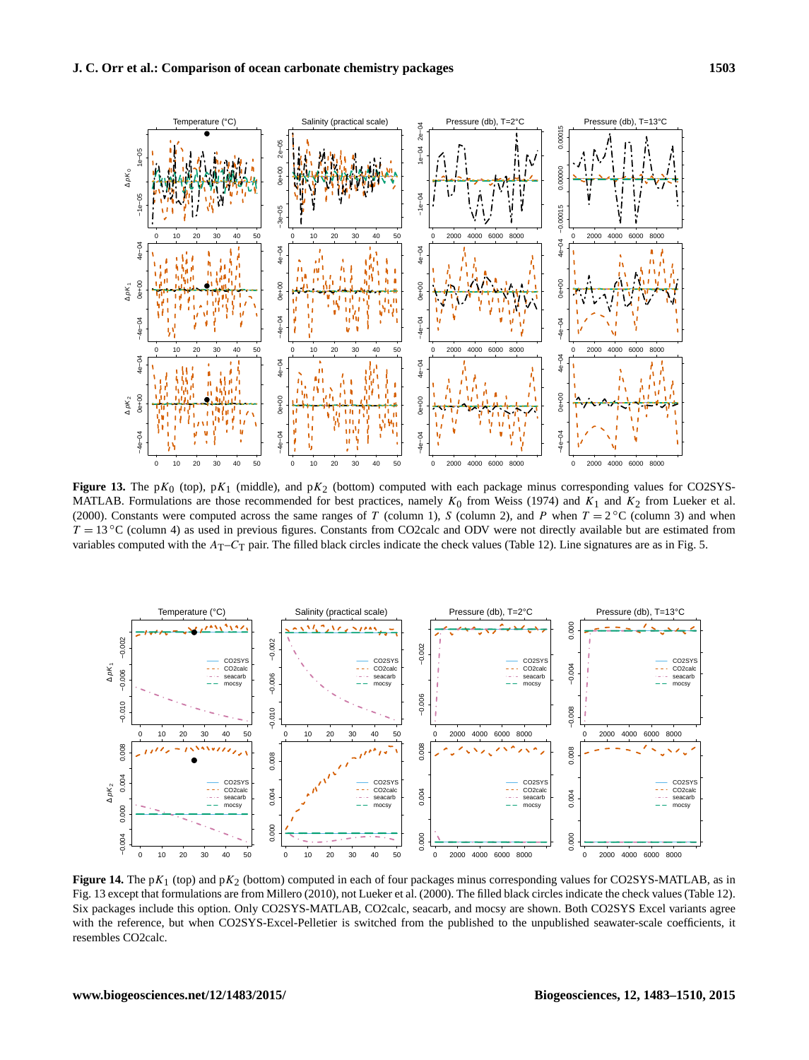**Figure 13.** The $\mathrm{p}K_0$ (top), $\mathrm{p}K_1$ (middle), and $\mathrm{p}K_2$ (bottom) computed with each package minus corresponding values for CO2SYS-MATLAB. Formulations are those recommended for best practices, namely $K_0$ from Weiss (1974) and $K_1$ and $K_2$ from Lueker et al. (2000). Constants were computed across the same ranges of $T$ (column 1), $S$ (column 2), and $P$ when $T = 2\,^{\circ}\mathrm{C}$ (column 3) and when $T = 13\,^{\circ}\mathrm{C}$ (column 4) as used in previous figures. Constants from CO2calc and ODV were not directly available but are estimated from variables computed with the $A_\mathrm{T}$–$C_\mathrm{T}$ pair. The filled black circles indicate the check values (Table 12). Line signatures are as in Fig. 5.

**Figure 14.** The $\mathrm{p}K_1$ (top) and $\mathrm{p}K_2$ (bottom) computed in each of four packages minus corresponding values for CO2SYS-MATLAB, as in Fig. 13 except that formulations are from Millero (2010), not Lueker et al. (2000). The filled black circles indicate the check values (Table 12). Six packages include this option. Only CO2SYS-MATLAB, CO2calc, seacarb, and mocsy are shown. Both CO2SYS Excel variants agree with the reference, but when CO2SYS-Excel-Pelletier is switched from the published to the unpublished seawater-scale coefficients, it resembles CO2calc.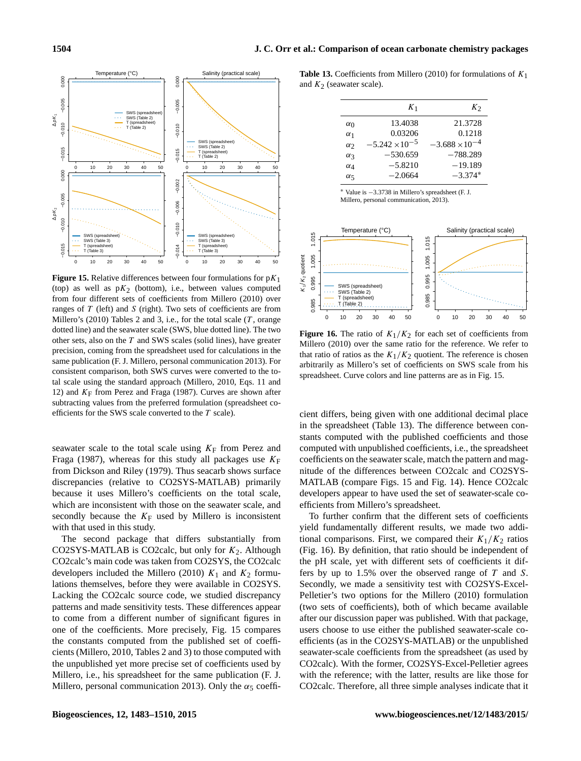**Figure 15.** Relative differences between four formulations for p$K_1$ (top) as well as p$K_2$ (bottom), i.e., between values computed from four different sets of coefficients from Millero (2010) over ranges of $T$ (left) and $S$ (right). Two sets of coefficients are from Millero's (2010) Tables 2 and 3, i.e., for the total scale ($T$, orange dotted line) and the seawater scale (SWS, blue dotted line). The two other sets, also on the $T$ and SWS scales (solid lines), have greater precision, coming from the spreadsheet used for calculations in the same publication (F. J. Millero, personal communication 2013). For consistent comparison, both SWS curves were converted to the total scale using the standard approach (Millero, 2010, Eqs. 11 and 12) and $K_F$ from Perez and Fraga (1987). Curves are shown after subtracting values from the preferred formulation (spreadsheet coefficients for the SWS scale converted to the $T$ scale).

seawater scale to the total scale using $K_F$ from Perez and Fraga (1987), whereas for this study all packages use $K_F$ from Dickson and Riley (1979). Thus seacarb shows surface discrepancies (relative to CO2SYS-MATLAB) primarily because it uses Millero's coefficients on the total scale, which are inconsistent with those on the seawater scale, and secondly because the $K_F$ used by Millero is inconsistent with that used in this study.

The second package that differs substantially from CO2SYS-MATLAB is CO2calc, but only for $K_2$. Although CO2calc's main code was taken from CO2SYS, the CO2calc developers included the Millero (2010) $K_1$ and $K_2$ formulations themselves, before they were available in CO2SYS. Lacking the CO2calc source code, we studied discrepancy patterns and made sensitivity tests. These differences appear to come from a different number of significant figures in one of the coefficients. More precisely, Fig. 15 compares the constants computed from the published set of coefficients (Millero, 2010, Tables 2 and 3) to those computed with the unpublished yet more precise set of coefficients used by Millero, i.e., his spreadsheet for the same publication (F. J. Millero, personal communication 2013). Only the $\alpha_5$ coefficient differs, being given with one additional decimal place in the spreadsheet (Table 13). The difference between constants computed with the published coefficients and those computed with unpublished coefficients, i.e., the spreadsheet coefficients on the seawater scale, match the pattern and magnitude of the differences between CO2calc and CO2SYS-MATLAB (compare Figs. 15 and Fig. 14). Hence CO2calc developers appear to have used the set of seawater-scale coefficients from Millero's spreadsheet.

**Table 13.** Coefficients from Millero (2010) for formulations of $K_1$ and $K_2$ (seawater scale).

| | $K_1$ | $K_2$ |
|---|---|---|
| $\alpha_0$ | 13.4038 | 21.3728 |
| $\alpha_1$ | 0.03206 | 0.1218 |
| $\alpha_2$ | $-5.242 \times 10^{-5}$ | $-3.688 \times 10^{-4}$ |
| $\alpha_3$ | $-530.659$ | $-788.289$ |
| $\alpha_4$ | $-5.8210$ | $-19.189$ |
| $\alpha_5$ | $-2.0664$ | $-3.374$* |

* Value is $-3.3738$ in Millero's spreadsheet (F. J. Millero, personal communication, 2013).

**Figure 16.** The ratio of $K_1/K_2$ for each set of coefficients from Millero (2010) over the same ratio for the reference. We refer to that ratio of ratios as the $K_1/K_2$ quotient. The reference is chosen arbitrarily as Millero's set of coefficients on SWS scale from his spreadsheet. Curve colors and line patterns are as in Fig. 15.

To further confirm that the different sets of coefficients yield fundamentally different results, we made two additional comparisons. First, we compared their $K_1/K_2$ ratios (Fig. 16). By definition, that ratio should be independent of the pH scale, yet with different sets of coefficients it differs by up to 1.5% over the observed range of $T$ and $S$. Secondly, we made a sensitivity test with CO2SYS-Excel-Pelletier's two options for the Millero (2010) formulation (two sets of coefficients), both of which became available after our discussion paper was published. With that package, users choose to use either the published seawater-scale coefficients (as in the CO2SYS-MATLAB) or the unpublished seawater-scale coefficients from the spreadsheet (as used by CO2calc). With the former, CO2SYS-Excel-Pelletier agrees with the reference; with the latter, results are like those for CO2calc. Therefore, all three simple analyses indicate that it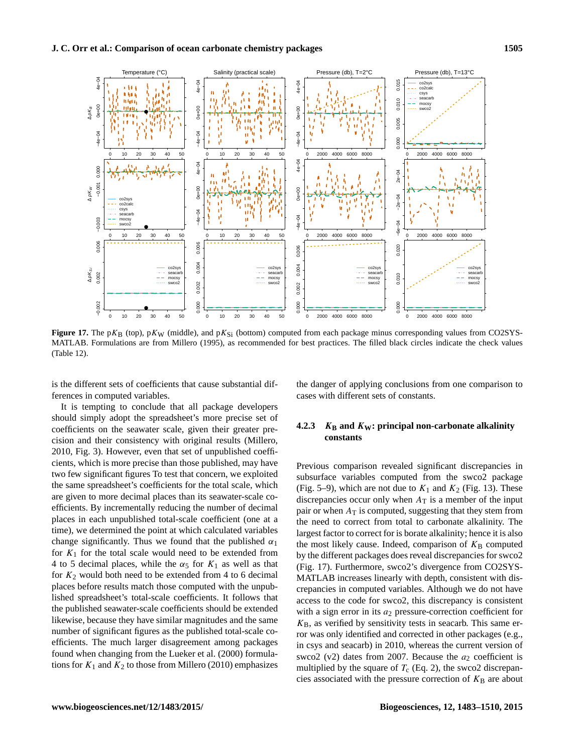**Figure 17.** The p$K_B$ (top), p$K_W$ (middle), and p$K_{Si}$ (bottom) computed from each package minus corresponding values from CO2SYS-MATLAB. Formulations are from Millero (1995), as recommended for best practices. The filled black circles indicate the check values (Table 12).

is the different sets of coefficients that cause substantial differences in computed variables.

It is tempting to conclude that all package developers should simply adopt the spreadsheet's more precise set of coefficients on the seawater scale, given their greater precision and their consistency with original results (Millero, 2010, Fig. 3). However, even that set of unpublished coefficients, which is more precise than those published, may have two few significant figures To test that concern, we exploited the same spreadsheet's coefficients for the total scale, which are given to more decimal places than its seawater-scale coefficients. By incrementally reducing the number of decimal places in each unpublished total-scale coefficient (one at a time), we determined the point at which calculated variables change significantly. Thus we found that the published $\alpha_1$ for $K_1$ for the total scale would need to be extended from 4 to 5 decimal places, while the $\alpha_5$ for $K_1$ as well as that for $K_2$ would both need to be extended from 4 to 6 decimal places before results match those computed with the unpublished spreadsheet's total-scale coefficients. It follows that the published seawater-scale coefficients should be extended likewise, because they have similar magnitudes and the same number of significant figures as the published total-scale coefficients. The much larger disagreement among packages found when changing from the Lueker et al. (2000) formulations for $K_1$ and $K_2$ to those from Millero (2010) emphasizes the danger of applying conclusions from one comparison to cases with different sets of constants.

#### 4.2.3 $K_B$ and $K_W$: principal non-carbonate alkalinity constants

Previous comparison revealed significant discrepancies in subsurface variables computed from the swco2 package (Fig. 5–9), which are not due to $K_1$ and $K_2$ (Fig. 13). These discrepancies occur only when $A_T$ is a member of the input pair or when $A_T$ is computed, suggesting that they stem from the need to correct from total to carbonate alkalinity. The largest factor to correct for is borate alkalinity; hence it is also the most likely cause. Indeed, comparison of $K_B$ computed by the different packages does reveal discrepancies for swco2 (Fig. 17). Furthermore, swco2's divergence from CO2SYS-MATLAB increases linearly with depth, consistent with discrepancies in computed variables. Although we do not have access to the code for swco2, this discrepancy is consistent with a sign error in its $a_2$ pressure-correction coefficient for $K_B$, as verified by sensitivity tests in seacarb. This same error was only identified and corrected in other packages (e.g., in csys and seacarb) in 2010, whereas the current version of swco2 (v2) dates from 2007. Because the $a_2$ coefficient is multiplied by the square of $T_c$ (Eq. 2), the swco2 discrepancies associated with the pressure correction of $K_B$ are about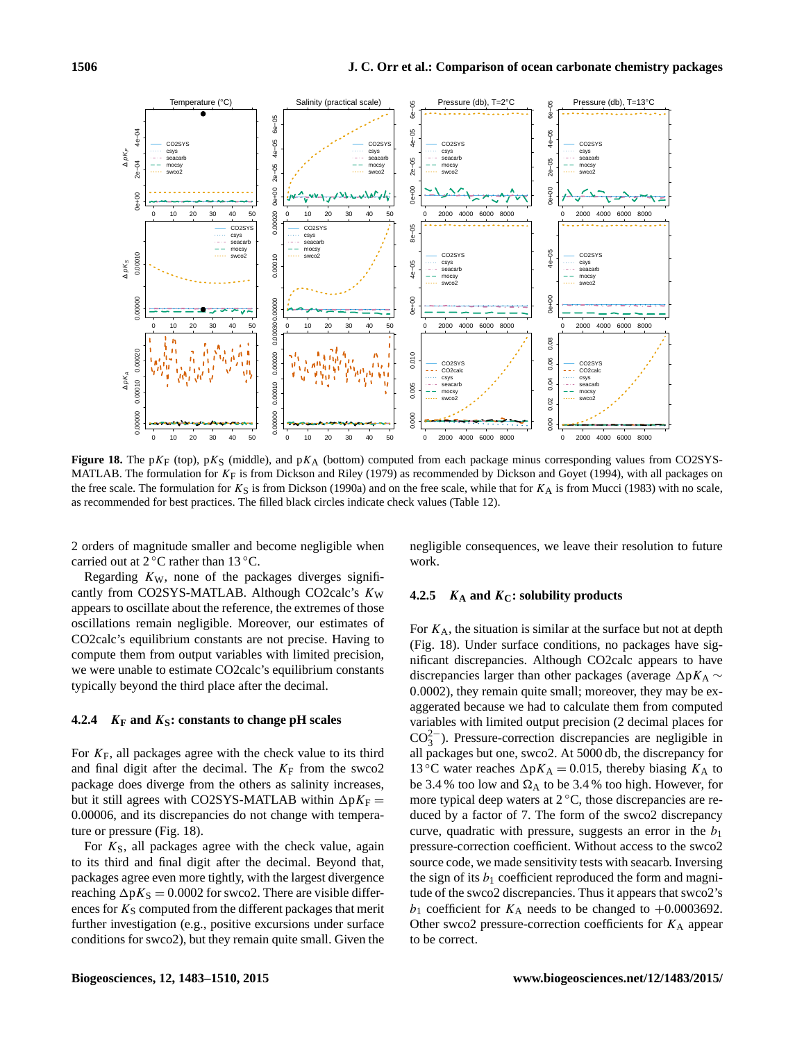**Figure 18.** The $pK_F$ (top), $pK_S$ (middle), and $pK_A$ (bottom) computed from each package minus corresponding values from CO2SYS-MATLAB. The formulation for $K_F$ is from Dickson and Riley (1979) as recommended by Dickson and Goyet (1994), with all packages on the free scale. The formulation for $K_S$ is from Dickson (1990a) and on the free scale, while that for $K_A$ is from Mucci (1983) with no scale, as recommended for best practices. The filled black circles indicate check values (Table 12).

2 orders of magnitude smaller and become negligible when carried out at 2 °C rather than 13 °C.

Regarding $K_W$, none of the packages diverges significantly from CO2SYS-MATLAB. Although CO2calc's $K_W$ appears to oscillate about the reference, the extremes of those oscillations remain negligible. Moreover, our estimates of CO2calc's equilibrium constants are not precise. Having to compute them from output variables with limited precision, we were unable to estimate CO2calc's equilibrium constants typically beyond the third place after the decimal.

### 4.2.4 $K_F$ and $K_S$: constants to change pH scales

For $K_F$, all packages agree with the check value to its third and final digit after the decimal. The $K_F$ from the swco2 package does diverge from the others as salinity increases, but it still agrees with CO2SYS-MATLAB within $\Delta pK_F = 0.00006$, and its discrepancies do not change with temperature or pressure (Fig. 18).

For $K_S$, all packages agree with the check value, again to its third and final digit after the decimal. Beyond that, packages agree even more tightly, with the largest divergence reaching $\Delta pK_S = 0.0002$ for swco2. There are visible differences for $K_S$ computed from the different packages that merit further investigation (e.g., positive excursions under surface conditions for swco2), but they remain quite small. Given the negligible consequences, we leave their resolution to future work.

### 4.2.5 $K_A$ and $K_C$: solubility products

For $K_A$, the situation is similar at the surface but not at depth (Fig. 18). Under surface conditions, no packages have significant discrepancies. Although CO2calc appears to have discrepancies larger than other packages (average $\Delta pK_A \sim 0.0002$), they remain quite small; moreover, they may be exaggerated because we had to calculate them from computed variables with limited output precision (2 decimal places for $CO_3^{2-}$). Pressure-correction discrepancies are negligible in all packages but one, swco2. At 5000 db, the discrepancy for 13 °C water reaches $\Delta pK_A = 0.015$, thereby biasing $K_A$ to be 3.4 % too low and $\Omega_A$ to be 3.4 % too high. However, for more typical deep waters at 2 °C, those discrepancies are reduced by a factor of 7. The form of the swco2 discrepancy curve, quadratic with pressure, suggests an error in the $b_1$ pressure-correction coefficient. Without access to the swco2 source code, we made sensitivity tests with seacarb. Inversing the sign of its $b_1$ coefficient reproduced the form and magnitude of the swco2 discrepancies. Thus it appears that swco2's $b_1$ coefficient for $K_A$ needs to be changed to $+0.0003692$. Other swco2 pressure-correction coefficients for $K_A$ appear to be correct.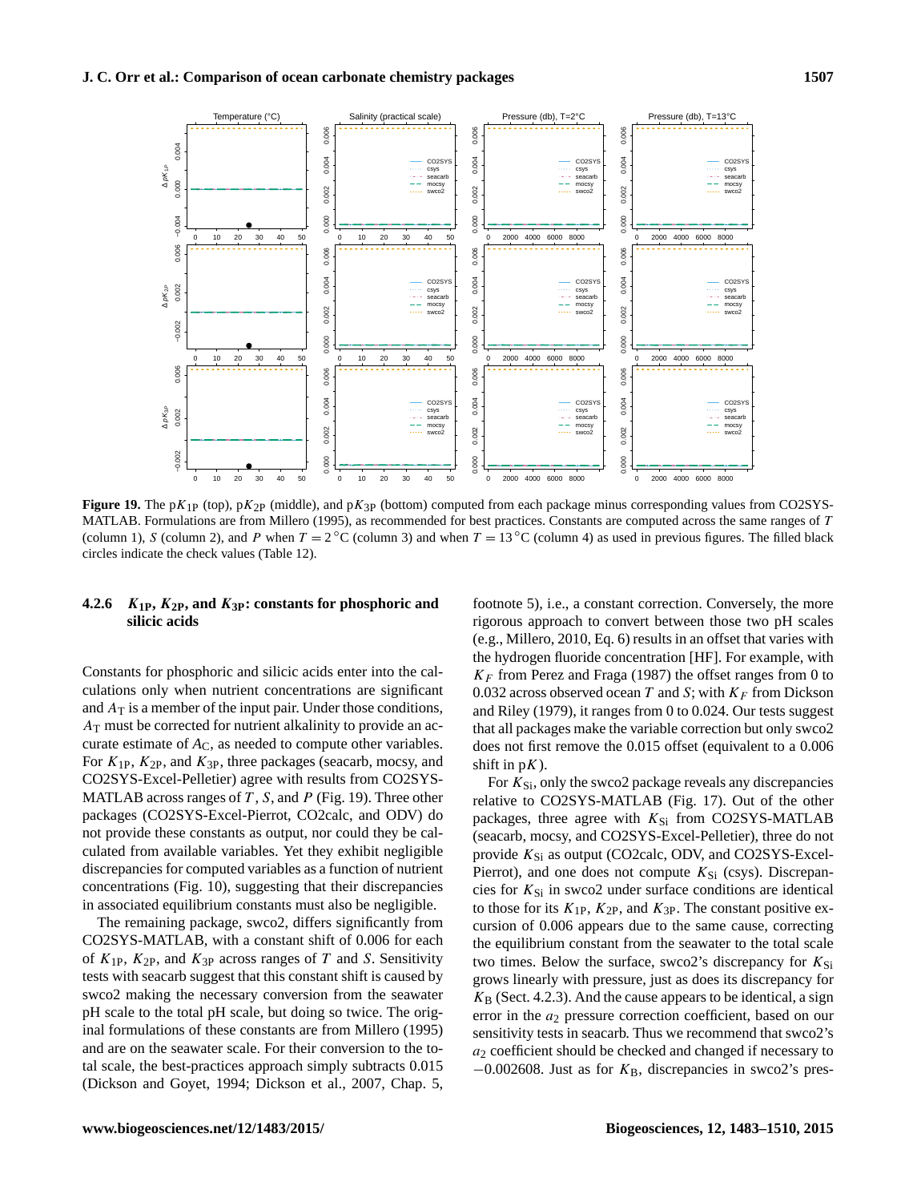**Figure 19.** The p$K_{1P}$ (top), p$K_{2P}$ (middle), and p$K_{3P}$ (bottom) computed from each package minus corresponding values from CO2SYS-MATLAB. Formulations are from Millero (1995), as recommended for best practices. Constants are computed across the same ranges of $T$ (column 1), $S$ (column 2), and $P$ when $T = 2\,^{\circ}$C (column 3) and when $T = 13\,^{\circ}$C (column 4) as used in previous figures. The filled black circles indicate the check values (Table 12).

#### 4.2.6 $K_{1P}$, $K_{2P}$, and $K_{3P}$: constants for phosphoric and silicic acids

Constants for phosphoric and silicic acids enter into the calculations only when nutrient concentrations are significant and $A_T$ is a member of the input pair. Under those conditions, $A_T$ must be corrected for nutrient alkalinity to provide an accurate estimate of $A_C$, as needed to compute other variables. For $K_{1P}$, $K_{2P}$, and $K_{3P}$, three packages (seacarb, mocsy, and CO2SYS-Excel-Pelletier) agree with results from CO2SYS-MATLAB across ranges of $T$, $S$, and $P$ (Fig. 19). Three other packages (CO2SYS-Excel-Pierrot, CO2calc, and ODV) do not provide these constants as output, nor could they be calculated from available variables. Yet they exhibit negligible discrepancies for computed variables as a function of nutrient concentrations (Fig. 10), suggesting that their discrepancies in associated equilibrium constants must also be negligible.

The remaining package, swco2, differs significantly from CO2SYS-MATLAB, with a constant shift of 0.006 for each of $K_{1P}$, $K_{2P}$, and $K_{3P}$ across ranges of $T$ and $S$. Sensitivity tests with seacarb suggest that this constant shift is caused by swco2 making the necessary conversion from the seawater pH scale to the total pH scale, but doing so twice. The original formulations of these constants are from Millero (1995) and are on the seawater scale. For their conversion to the total scale, the best-practices approach simply subtracts 0.015 (Dickson and Goyet, 1994; Dickson et al., 2007, Chap. 5, footnote 5), i.e., a constant correction. Conversely, the more rigorous approach to convert between those two pH scales (e.g., Millero, 2010, Eq. 6) results in an offset that varies with the hydrogen fluoride concentration [HF]. For example, with $K_F$ from Perez and Fraga (1987) the offset ranges from 0 to 0.032 across observed ocean $T$ and $S$; with $K_F$ from Dickson and Riley (1979), it ranges from 0 to 0.024. Our tests suggest that all packages make the variable correction but only swco2 does not first remove the 0.015 offset (equivalent to a 0.006 shift in p$K$).

For $K_{Si}$, only the swco2 package reveals any discrepancies relative to CO2SYS-MATLAB (Fig. 17). Out of the other packages, three agree with $K_{Si}$ from CO2SYS-MATLAB (seacarb, mocsy, and CO2SYS-Excel-Pelletier), three do not provide $K_{Si}$ as output (CO2calc, ODV, and CO2SYS-Excel-Pierrot), and one does not compute $K_{Si}$ (csys). Discrepancies for $K_{Si}$ in swco2 under surface conditions are identical to those for its $K_{1P}$, $K_{2P}$, and $K_{3P}$. The constant positive excursion of 0.006 appears due to the same cause, correcting the equilibrium constant from the seawater to the total scale two times. Below the surface, swco2's discrepancy for $K_{Si}$ grows linearly with pressure, just as does its discrepancy for $K_B$ (Sect. 4.2.3). And the cause appears to be identical, a sign error in the $a_2$ pressure correction coefficient, based on our sensitivity tests in seacarb. Thus we recommend that swco2's $a_2$ coefficient should be checked and changed if necessary to $-0.002608$. Just as for $K_B$, discrepancies in swco2's pres-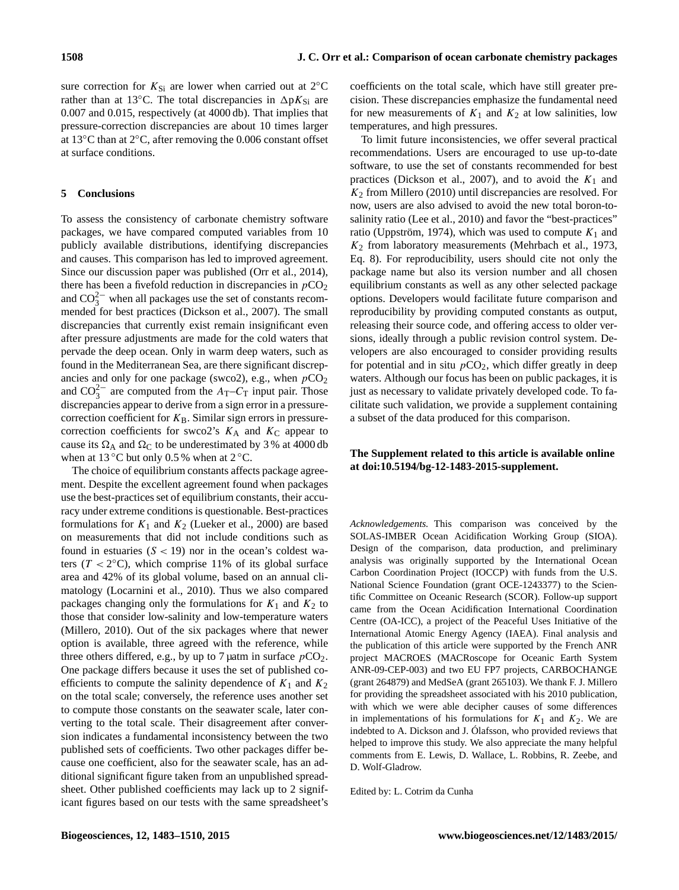sure correction for $K_{Si}$ are lower when carried out at 2°C rather than at 13°C. The total discrepancies in $\Delta pK_{Si}$ are 0.007 and 0.015, respectively (at 4000 db). That implies that pressure-correction discrepancies are about 10 times larger at 13°C than at 2°C, after removing the 0.006 constant offset at surface conditions.

## 5 Conclusions

To assess the consistency of carbonate chemistry software packages, we have compared computed variables from 10 publicly available distributions, identifying discrepancies and causes. This comparison has led to improved agreement. Since our discussion paper was published (Orr et al., 2014), there has been a fivefold reduction in discrepancies in $p\mathrm{CO_2}$ and $\mathrm{CO_3^{2-}}$ when all packages use the set of constants recommended for best practices (Dickson et al., 2007). The small discrepancies that currently exist remain insignificant even after pressure adjustments are made for the cold waters that pervade the deep ocean. Only in warm deep waters, such as found in the Mediterranean Sea, are there significant discrepancies and only for one package (swco2), e.g., when $p\mathrm{CO_2}$ and $\mathrm{CO_3^{2-}}$ are computed from the $A_\mathrm{T}$–$C_\mathrm{T}$ input pair. Those discrepancies appear to derive from a sign error in a pressure-correction coefficient for $K_\mathrm{B}$. Similar sign errors in pressure-correction coefficients for swco2's $K_\mathrm{A}$ and $K_\mathrm{C}$ appear to cause its $\Omega_\mathrm{A}$ and $\Omega_\mathrm{C}$ to be underestimated by 3 % at 4000 db when at 13 °C but only 0.5 % when at 2 °C.

The choice of equilibrium constants affects package agreement. Despite the excellent agreement found when packages use the best-practices set of equilibrium constants, their accuracy under extreme conditions is questionable. Best-practices formulations for $K_1$ and $K_2$ (Lueker et al., 2000) are based on measurements that did not include conditions such as found in estuaries ($S < 19$) nor in the ocean's coldest waters ($T < 2$°C), which comprise 11% of its global surface area and 42% of its global volume, based on an annual climatology (Locarnini et al., 2010). Thus we also compared packages changing only the formulations for $K_1$ and $K_2$ to those that consider low-salinity and low-temperature waters (Millero, 2010). Out of the six packages where that newer option is available, three agreed with the reference, while three others differed, e.g., by up to 7 µatm in surface $p\mathrm{CO_2}$. One package differs because it uses the set of published coefficients to compute the salinity dependence of $K_1$ and $K_2$ on the total scale; conversely, the reference uses another set to compute those constants on the seawater scale, later converting to the total scale. Their disagreement after conversion indicates a fundamental inconsistency between the two published sets of coefficients. Two other packages differ because one coefficient, also for the seawater scale, has an additional significant figure taken from an unpublished spreadsheet. Other published coefficients may lack up to 2 significant figures based on our tests with the same spreadsheet's coefficients on the total scale, which have still greater precision. These discrepancies emphasize the fundamental need for new measurements of $K_1$ and $K_2$ at low salinities, low temperatures, and high pressures.

To limit future inconsistencies, we offer several practical recommendations. Users are encouraged to use up-to-date software, to use the set of constants recommended for best practices (Dickson et al., 2007), and to avoid the $K_1$ and $K_2$ from Millero (2010) until discrepancies are resolved. For now, users are also advised to avoid the new total boron-to-salinity ratio (Lee et al., 2010) and favor the "best-practices" ratio (Uppström, 1974), which was used to compute $K_1$ and $K_2$ from laboratory measurements (Mehrbach et al., 1973, Eq. 8). For reproducibility, users should cite not only the package name but also its version number and all chosen equilibrium constants as well as any other selected package options. Developers would facilitate future comparison and reproducibility by providing computed constants as output, releasing their source code, and offering access to older versions, ideally through a public revision control system. Developers are also encouraged to consider providing results for potential and in situ $p\mathrm{CO_2}$, which differ greatly in deep waters. Although our focus has been on public packages, it is just as necessary to validate privately developed code. To facilitate such validation, we provide a supplement containing a subset of the data produced for this comparison.

**The Supplement related to this article is available online at doi:10.5194/bg-12-1483-2015-supplement.**

*Acknowledgements.* This comparison was conceived by the SOLAS-IMBER Ocean Acidification Working Group (SIOA). Design of the comparison, data production, and preliminary analysis was originally supported by the International Ocean Carbon Coordination Project (IOCCP) with funds from the U.S. National Science Foundation (grant OCE-1243377) to the Scientific Committee on Oceanic Research (SCOR). Follow-up support came from the Ocean Acidification International Coordination Centre (OA-ICC), a project of the Peaceful Uses Initiative of the International Atomic Energy Agency (IAEA). Final analysis and the publication of this article were supported by the French ANR project MACROES (MACRoscope for Oceanic Earth System ANR-09-CEP-003) and two EU FP7 projects, CARBOCHANGE (grant 264879) and MedSeA (grant 265103). We thank F. J. Millero for providing the spreadsheet associated with his 2010 publication, with which we were able decipher causes of some differences in implementations of his formulations for $K_1$ and $K_2$. We are indebted to A. Dickson and J. Ólafsson, who provided reviews that helped to improve this study. We also appreciate the many helpful comments from E. Lewis, D. Wallace, L. Robbins, R. Zeebe, and D. Wolf-Gladrow.

Edited by: L. Cotrim da Cunha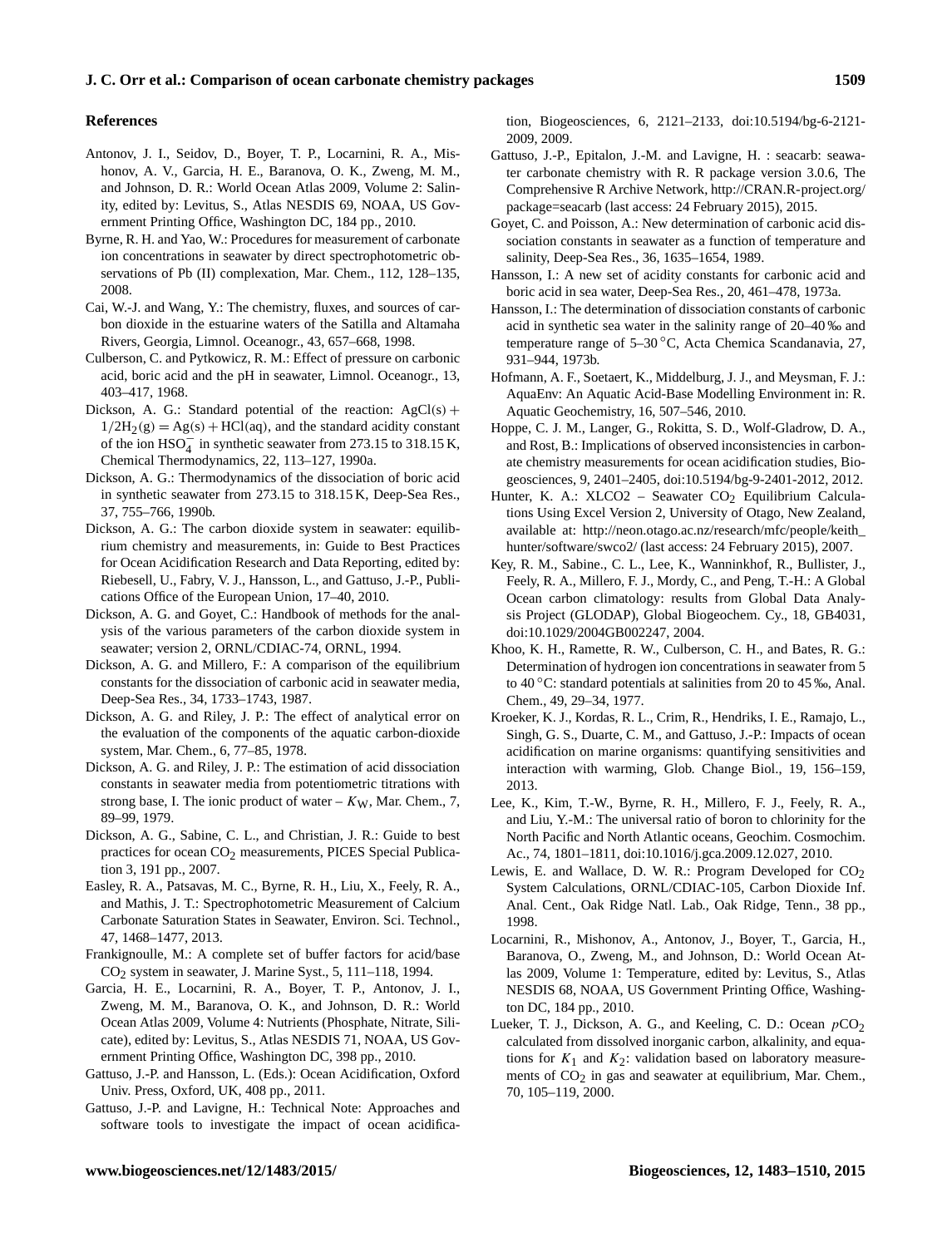## References

Antonov, J. I., Seidov, D., Boyer, T. P., Locarnini, R. A., Mishonov, A. V., Garcia, H. E., Baranova, O. K., Zweng, M. M., and Johnson, D. R.: World Ocean Atlas 2009, Volume 2: Salinity, edited by: Levitus, S., Atlas NESDIS 69, NOAA, US Government Printing Office, Washington DC, 184 pp., 2010.

Byrne, R. H. and Yao, W.: Procedures for measurement of carbonate ion concentrations in seawater by direct spectrophotometric observations of Pb (II) complexation, Mar. Chem., 112, 128–135, 2008.

Cai, W.-J. and Wang, Y.: The chemistry, fluxes, and sources of carbon dioxide in the estuarine waters of the Satilla and Altamaha Rivers, Georgia, Limnol. Oceanogr., 43, 657–668, 1998.

Culberson, C. and Pytkowicz, R. M.: Effect of pressure on carbonic acid, boric acid and the pH in seawater, Limnol. Oceanogr., 13, 403–417, 1968.

Dickson, A. G.: Standard potential of the reaction: $AgCl(s) + 1/2H_2(g) = Ag(s) + HCl(aq)$, and the standard acidity constant of the ion $HSO_4^-$ in synthetic seawater from 273.15 to 318.15 K, Chemical Thermodynamics, 22, 113–127, 1990a.

Dickson, A. G.: Thermodynamics of the dissociation of boric acid in synthetic seawater from 273.15 to 318.15 K, Deep-Sea Res., 37, 755–766, 1990b.

Dickson, A. G.: The carbon dioxide system in seawater: equilibrium chemistry and measurements, in: Guide to Best Practices for Ocean Acidification Research and Data Reporting, edited by: Riebesell, U., Fabry, V. J., Hansson, L., and Gattuso, J.-P., Publications Office of the European Union, 17–40, 2010.

Dickson, A. G. and Goyet, C.: Handbook of methods for the analysis of the various parameters of the carbon dioxide system in seawater; version 2, ORNL/CDIAC-74, ORNL, 1994.

Dickson, A. G. and Millero, F.: A comparison of the equilibrium constants for the dissociation of carbonic acid in seawater media, Deep-Sea Res., 34, 1733–1743, 1987.

Dickson, A. G. and Riley, J. P.: The effect of analytical error on the evaluation of the components of the aquatic carbon-dioxide system, Mar. Chem., 6, 77–85, 1978.

Dickson, A. G. and Riley, J. P.: The estimation of acid dissociation constants in seawater media from potentiometric titrations with strong base, I. The ionic product of water – $K_W$, Mar. Chem., 7, 89–99, 1979.

Dickson, A. G., Sabine, C. L., and Christian, J. R.: Guide to best practices for ocean $CO_2$ measurements, PICES Special Publication 3, 191 pp., 2007.

Easley, R. A., Patsavas, M. C., Byrne, R. H., Liu, X., Feely, R. A., and Mathis, J. T.: Spectrophotometric Measurement of Calcium Carbonate Saturation States in Seawater, Environ. Sci. Technol., 47, 1468–1477, 2013.

Frankignoulle, M.: A complete set of buffer factors for acid/base $CO_2$ system in seawater, J. Marine Syst., 5, 111–118, 1994.

Garcia, H. E., Locarnini, R. A., Boyer, T. P., Antonov, J. I., Zweng, M. M., Baranova, O. K., and Johnson, D. R.: World Ocean Atlas 2009, Volume 4: Nutrients (Phosphate, Nitrate, Silicate), edited by: Levitus, S., Atlas NESDIS 71, NOAA, US Government Printing Office, Washington DC, 398 pp., 2010.

Gattuso, J.-P. and Hansson, L. (Eds.): Ocean Acidification, Oxford Univ. Press, Oxford, UK, 408 pp., 2011.

Gattuso, J.-P. and Lavigne, H.: Technical Note: Approaches and software tools to investigate the impact of ocean acidification, Biogeosciences, 6, 2121–2133, doi:10.5194/bg-6-2121-2009, 2009.

Gattuso, J.-P., Epitalon, J.-M. and Lavigne, H. : seacarb: seawater carbonate chemistry with R. R package version 3.0.6, The Comprehensive R Archive Network, http://CRAN.R-project.org/package=seacarb (last access: 24 February 2015), 2015.

Goyet, C. and Poisson, A.: New determination of carbonic acid dissociation constants in seawater as a function of temperature and salinity, Deep-Sea Res., 36, 1635–1654, 1989.

Hansson, I.: A new set of acidity constants for carbonic acid and boric acid in sea water, Deep-Sea Res., 20, 461–478, 1973a.

Hansson, I.: The determination of dissociation constants of carbonic acid in synthetic sea water in the salinity range of 20–40 ‰ and temperature range of 5–30 °C, Acta Chemica Scandanavia, 27, 931–944, 1973b.

Hofmann, A. F., Soetaert, K., Middelburg, J. J., and Meysman, F. J.: AquaEnv: An Aquatic Acid-Base Modelling Environment in: R. Aquatic Geochemistry, 16, 507–546, 2010.

Hoppe, C. J. M., Langer, G., Rokitta, S. D., Wolf-Gladrow, D. A., and Rost, B.: Implications of observed inconsistencies in carbonate chemistry measurements for ocean acidification studies, Biogeosciences, 9, 2401–2405, doi:10.5194/bg-9-2401-2012, 2012.

Hunter, K. A.: XLCO2 – Seawater $CO_2$ Equilibrium Calculations Using Excel Version 2, University of Otago, New Zealand, available at: http://neon.otago.ac.nz/research/mfc/people/keith_hunter/software/swco2/ (last access: 24 February 2015), 2007.

Key, R. M., Sabine., C. L., Lee, K., Wanninkhof, R., Bullister, J., Feely, R. A., Millero, F. J., Mordy, C., and Peng, T.-H.: A Global Ocean carbon climatology: results from Global Data Analysis Project (GLODAP), Global Biogeochem. Cy., 18, GB4031, doi:10.1029/2004GB002247, 2004.

Khoo, K. H., Ramette, R. W., Culberson, C. H., and Bates, R. G.: Determination of hydrogen ion concentrations in seawater from 5 to 40 °C: standard potentials at salinities from 20 to 45 ‰, Anal. Chem., 49, 29–34, 1977.

Kroeker, K. J., Kordas, R. L., Crim, R., Hendriks, I. E., Ramajo, L., Singh, G. S., Duarte, C. M., and Gattuso, J.-P.: Impacts of ocean acidification on marine organisms: quantifying sensitivities and interaction with warming, Glob. Change Biol., 19, 156–159, 2013.

Lee, K., Kim, T.-W., Byrne, R. H., Millero, F. J., Feely, R. A., and Liu, Y.-M.: The universal ratio of boron to chlorinity for the North Pacific and North Atlantic oceans, Geochim. Cosmochim. Ac., 74, 1801–1811, doi:10.1016/j.gca.2009.12.027, 2010.

Lewis, E. and Wallace, D. W. R.: Program Developed for $CO_2$ System Calculations, ORNL/CDIAC-105, Carbon Dioxide Inf. Anal. Cent., Oak Ridge Natl. Lab., Oak Ridge, Tenn., 38 pp., 1998.

Locarnini, R., Mishonov, A., Antonov, J., Boyer, T., Garcia, H., Baranova, O., Zweng, M., and Johnson, D.: World Ocean Atlas 2009, Volume 1: Temperature, edited by: Levitus, S., Atlas NESDIS 68, NOAA, US Government Printing Office, Washington DC, 184 pp., 2010.

Lueker, T. J., Dickson, A. G., and Keeling, C. D.: Ocean $p$CO$_2$ calculated from dissolved inorganic carbon, alkalinity, and equations for $K_1$ and $K_2$: validation based on laboratory measurements of $CO_2$ in gas and seawater at equilibrium, Mar. Chem., 70, 105–119, 2000.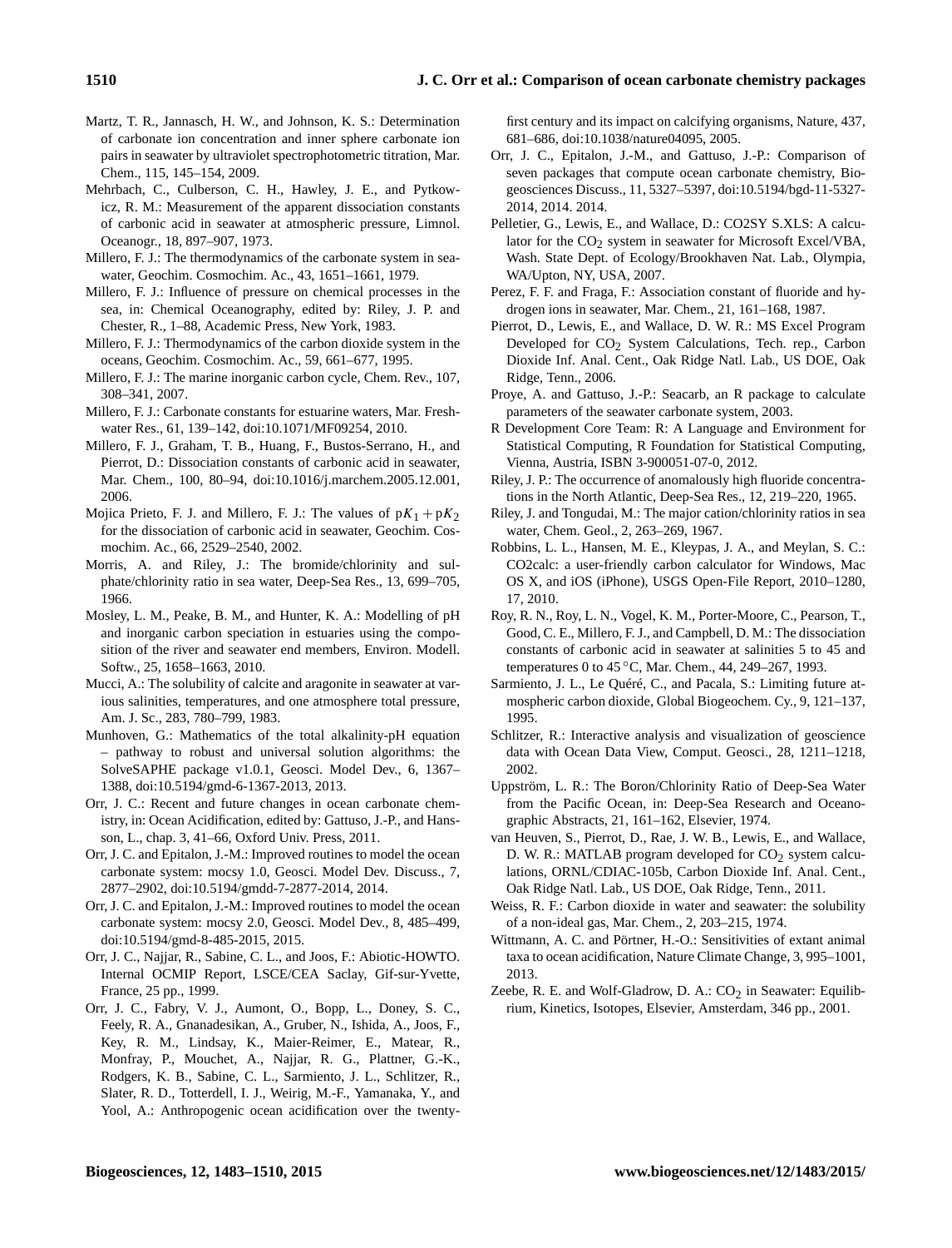Martz, T. R., Jannasch, H. W., and Johnson, K. S.: Determination of carbonate ion concentration and inner sphere carbonate ion pairs in seawater by ultraviolet spectrophotometric titration, Mar. Chem., 115, 145–154, 2009.

Mehrbach, C., Culberson, C. H., Hawley, J. E., and Pytkowicz, R. M.: Measurement of the apparent dissociation constants of carbonic acid in seawater at atmospheric pressure, Limnol. Oceanogr., 18, 897–907, 1973.

Millero, F. J.: The thermodynamics of the carbonate system in seawater, Geochim. Cosmochim. Ac., 43, 1651–1661, 1979.

Millero, F. J.: Influence of pressure on chemical processes in the sea, in: Chemical Oceanography, edited by: Riley, J. P. and Chester, R., 1–88, Academic Press, New York, 1983.

Millero, F. J.: Thermodynamics of the carbon dioxide system in the oceans, Geochim. Cosmochim. Ac., 59, 661–677, 1995.

Millero, F. J.: The marine inorganic carbon cycle, Chem. Rev., 107, 308–341, 2007.

Millero, F. J.: Carbonate constants for estuarine waters, Mar. Freshwater Res., 61, 139–142, doi:10.1071/MF09254, 2010.

Millero, F. J., Graham, T. B., Huang, F., Bustos-Serrano, H., and Pierrot, D.: Dissociation constants of carbonic acid in seawater, Mar. Chem., 100, 80–94, doi:10.1016/j.marchem.2005.12.001, 2006.

Mojica Prieto, F. J. and Millero, F. J.: The values of $\mathrm{p}K_1 + \mathrm{p}K_2$ for the dissociation of carbonic acid in seawater, Geochim. Cosmochim. Ac., 66, 2529–2540, 2002.

Morris, A. and Riley, J.: The bromide/chlorinity and sulphate/chlorinity ratio in sea water, Deep-Sea Res., 13, 699–705, 1966.

Mosley, L. M., Peake, B. M., and Hunter, K. A.: Modelling of pH and inorganic carbon speciation in estuaries using the composition of the river and seawater end members, Environ. Modell. Softw., 25, 1658–1663, 2010.

Mucci, A.: The solubility of calcite and aragonite in seawater at various salinities, temperatures, and one atmosphere total pressure, Am. J. Sc., 283, 780–799, 1983.

Munhoven, G.: Mathematics of the total alkalinity-pH equation – pathway to robust and universal solution algorithms: the SolveSAPHE package v1.0.1, Geosci. Model Dev., 6, 1367–1388, doi:10.5194/gmd-6-1367-2013, 2013.

Orr, J. C.: Recent and future changes in ocean carbonate chemistry, in: Ocean Acidification, edited by: Gattuso, J.-P., and Hansson, L., chap. 3, 41–66, Oxford Univ. Press, 2011.

Orr, J. C. and Epitalon, J.-M.: Improved routines to model the ocean carbonate system: mocsy 1.0, Geosci. Model Dev. Discuss., 7, 2877–2902, doi:10.5194/gmdd-7-2877-2014, 2014.

Orr, J. C. and Epitalon, J.-M.: Improved routines to model the ocean carbonate system: mocsy 2.0, Geosci. Model Dev., 8, 485–499, doi:10.5194/gmd-8-485-2015, 2015.

Orr, J. C., Najjar, R., Sabine, C. L., and Joos, F.: Abiotic-HOWTO. Internal OCMIP Report, LSCE/CEA Saclay, Gif-sur-Yvette, France, 25 pp., 1999.

Orr, J. C., Fabry, V. J., Aumont, O., Bopp, L., Doney, S. C., Feely, R. A., Gnanadesikan, A., Gruber, N., Ishida, A., Joos, F., Key, R. M., Lindsay, K., Maier-Reimer, E., Matear, R., Monfray, P., Mouchet, A., Najjar, R. G., Plattner, G.-K., Rodgers, K. B., Sabine, C. L., Sarmiento, J. L., Schlitzer, R., Slater, R. D., Totterdell, I. J., Weirig, M.-F., Yamanaka, Y., and Yool, A.: Anthropogenic ocean acidification over the twenty-first century and its impact on calcifying organisms, Nature, 437, 681–686, doi:10.1038/nature04095, 2005.

Orr, J. C., Epitalon, J.-M., and Gattuso, J.-P.: Comparison of seven packages that compute ocean carbonate chemistry, Biogeosciences Discuss., 11, 5327–5397, doi:10.5194/bgd-11-5327-2014, 2014. 2014.

Pelletier, G., Lewis, E., and Wallace, D.: CO2SY S.XLS: A calculator for the $CO_2$ system in seawater for Microsoft Excel/VBA, Wash. State Dept. of Ecology/Brookhaven Nat. Lab., Olympia, WA/Upton, NY, USA, 2007.

Perez, F. F. and Fraga, F.: Association constant of fluoride and hydrogen ions in seawater, Mar. Chem., 21, 161–168, 1987.

Pierrot, D., Lewis, E., and Wallace, D. W. R.: MS Excel Program Developed for $CO_2$ System Calculations, Tech. rep., Carbon Dioxide Inf. Anal. Cent., Oak Ridge Natl. Lab., US DOE, Oak Ridge, Tenn., 2006.

Proye, A. and Gattuso, J.-P.: Seacarb, an R package to calculate parameters of the seawater carbonate system, 2003.

R Development Core Team: R: A Language and Environment for Statistical Computing, R Foundation for Statistical Computing, Vienna, Austria, ISBN 3-900051-07-0, 2012.

Riley, J. P.: The occurrence of anomalously high fluoride concentrations in the North Atlantic, Deep-Sea Res., 12, 219–220, 1965.

Riley, J. and Tongudai, M.: The major cation/chlorinity ratios in sea water, Chem. Geol., 2, 263–269, 1967.

Robbins, L. L., Hansen, M. E., Kleypas, J. A., and Meylan, S. C.: CO2calc: a user-friendly carbon calculator for Windows, Mac OS X, and iOS (iPhone), USGS Open-File Report, 2010–1280, 17, 2010.

Roy, R. N., Roy, L. N., Vogel, K. M., Porter-Moore, C., Pearson, T., Good, C. E., Millero, F. J., and Campbell, D. M.: The dissociation constants of carbonic acid in seawater at salinities 5 to 45 and temperatures 0 to 45 °C, Mar. Chem., 44, 249–267, 1993.

Sarmiento, J. L., Le Quéré, C., and Pacala, S.: Limiting future atmospheric carbon dioxide, Global Biogeochem. Cy., 9, 121–137, 1995.

Schlitzer, R.: Interactive analysis and visualization of geoscience data with Ocean Data View, Comput. Geosci., 28, 1211–1218, 2002.

Uppström, L. R.: The Boron/Chlorinity Ratio of Deep-Sea Water from the Pacific Ocean, in: Deep-Sea Research and Oceanographic Abstracts, 21, 161–162, Elsevier, 1974.

van Heuven, S., Pierrot, D., Rae, J. W. B., Lewis, E., and Wallace, D. W. R.: MATLAB program developed for $CO_2$ system calculations, ORNL/CDIAC-105b, Carbon Dioxide Inf. Anal. Cent., Oak Ridge Natl. Lab., US DOE, Oak Ridge, Tenn., 2011.

Weiss, R. F.: Carbon dioxide in water and seawater: the solubility of a non-ideal gas, Mar. Chem., 2, 203–215, 1974.

Wittmann, A. C. and Pörtner, H.-O.: Sensitivities of extant animal taxa to ocean acidification, Nature Climate Change, 3, 995–1001, 2013.

Zeebe, R. E. and Wolf-Gladrow, D. A.: $CO_2$ in Seawater: Equilibrium, Kinetics, Isotopes, Elsevier, Amsterdam, 346 pp., 2001.